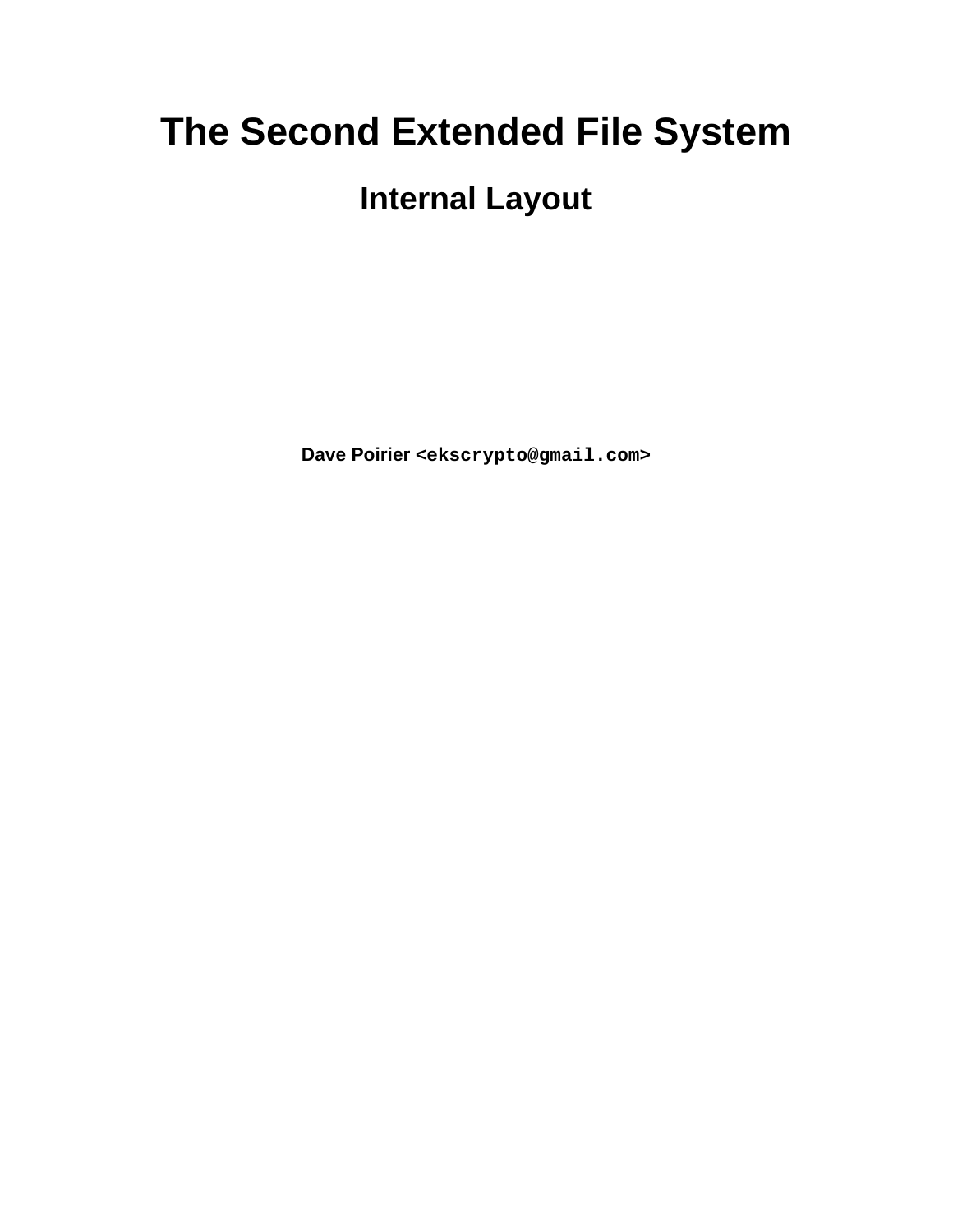# The Second Extended File System

## Internal Layout

**Dave Poirier <ekscrypto@gmail.com>**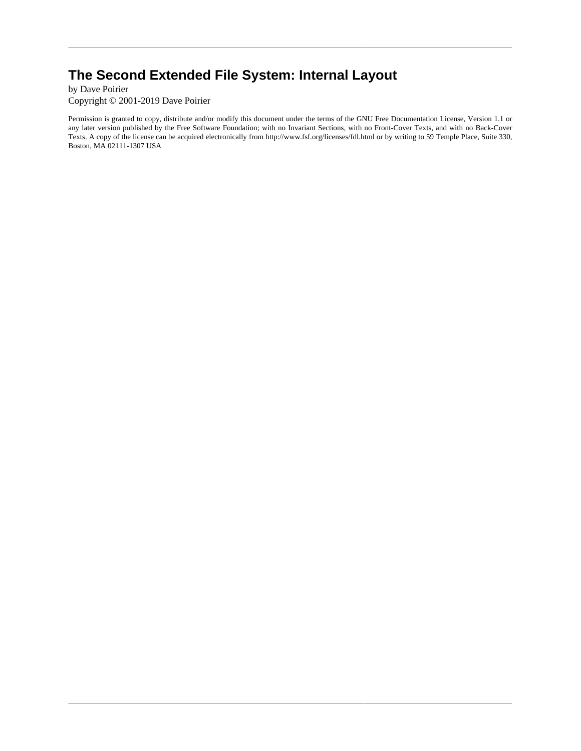# The Second Extended File System: Internal Layout

by Dave Poirier

Copyright © 2001-2019 Dave Poirier

Permission is granted to copy, distribute and/or modify this document under the terms of the GNU Free Documentation License, Version 1.1 or any later version published by the Free Software Foundation; with no Invariant Sections, with no Front-Cover Texts, and with no Back-Cover Texts. A copy of the license can be acquired electronically from http://www.fsf.org/licenses/fdl.html or by writing to 59 Temple Place, Suite 330, Boston, MA 02111-1307 USA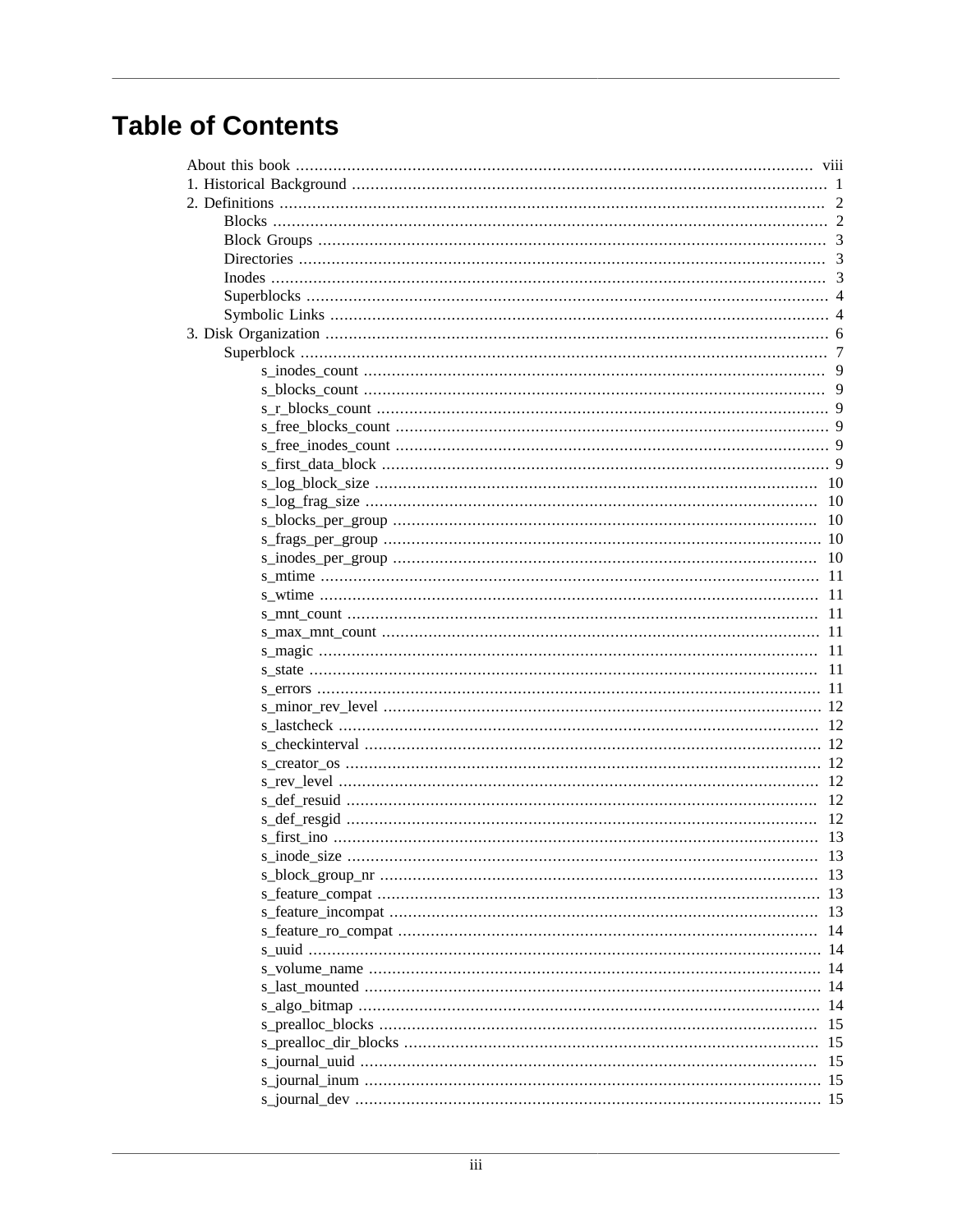# Table of Contents

- About this book ... viii
- 1. Historical Background ... 1
- 2. Definitions ... 2
  - Blocks ... 2
  - Block Groups ... 3
  - Directories ... 3
  - Inodes ... 3
  - Superblocks ... 4
  - Symbolic Links ... 4
- 3. Disk Organization ... 6
  - Superblock ... 7
    - s_inodes_count ... 9
    - s_blocks_count ... 9
    - s_r_blocks_count ... 9
    - s_free_blocks_count ... 9
    - s_free_inodes_count ... 9
    - s_first_data_block ... 9
    - s_log_block_size ... 10
    - s_log_frag_size ... 10
    - s_blocks_per_group ... 10
    - s_frags_per_group ... 10
    - s_inodes_per_group ... 10
    - s_mtime ... 11
    - s_wtime ... 11
    - s_mnt_count ... 11
    - s_max_mnt_count ... 11
    - s_magic ... 11
    - s_state ... 11
    - s_errors ... 11
    - s_minor_rev_level ... 12
    - s_lastcheck ... 12
    - s_checkinterval ... 12
    - s_creator_os ... 12
    - s_rev_level ... 12
    - s_def_resuid ... 12
    - s_def_resgid ... 12
    - s_first_ino ... 13
    - s_inode_size ... 13
    - s_block_group_nr ... 13
    - s_feature_compat ... 13
    - s_feature_incompat ... 13
    - s_feature_ro_compat ... 14
    - s_uuid ... 14
    - s_volume_name ... 14
    - s_last_mounted ... 14
    - s_algo_bitmap ... 14
    - s_prealloc_blocks ... 15
    - s_prealloc_dir_blocks ... 15
    - s_journal_uuid ... 15
    - s_journal_inum ... 15
    - s_journal_dev ... 15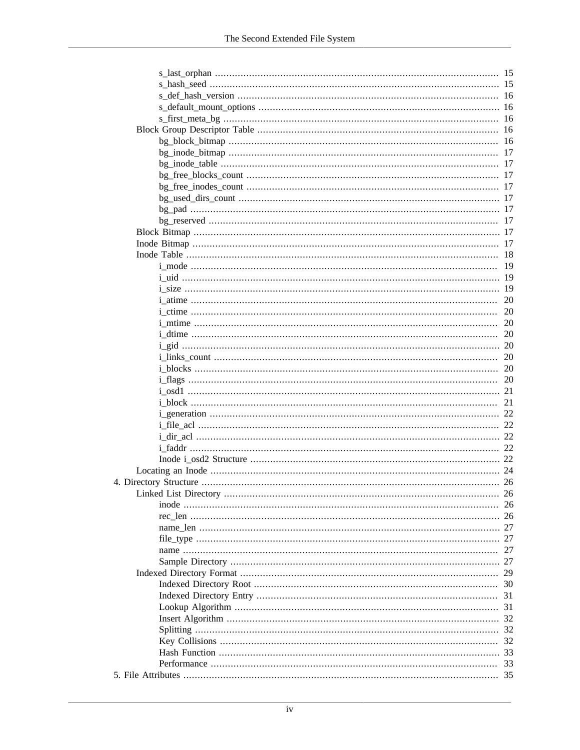- s_last_orphan ..... 15
- s_hash_seed ..... 15
- s_def_hash_version ..... 16
- s_default_mount_options ..... 16
- s_first_meta_bg ..... 16

Block Group Descriptor Table ..... 16

- bg_block_bitmap ..... 16
- bg_inode_bitmap ..... 17
- bg_inode_table ..... 17
- bg_free_blocks_count ..... 17
- bg_free_inodes_count ..... 17
- bg_used_dirs_count ..... 17
- bg_pad ..... 17
- bg_reserved ..... 17

Block Bitmap ..... 17

Inode Bitmap ..... 17

Inode Table ..... 18

- i_mode ..... 19
- i_uid ..... 19
- i_size ..... 19
- i_atime ..... 20
- i_ctime ..... 20
- i_mtime ..... 20
- i_dtime ..... 20
- i_gid ..... 20
- i_links_count ..... 20
- i_blocks ..... 20
- i_flags ..... 20
- i_osd1 ..... 21
- i_block ..... 21
- i_generation ..... 22
- i_file_acl ..... 22
- i_dir_acl ..... 22
- i_faddr ..... 22
- Inode i_osd2 Structure ..... 22

Locating an Inode ..... 24

4. Directory Structure ..... 26

Linked List Directory ..... 26

- inode ..... 26
- rec_len ..... 26
- name_len ..... 27
- file_type ..... 27
- name ..... 27
- Sample Directory ..... 27

Indexed Directory Format ..... 29

- Indexed Directory Root ..... 30
- Indexed Directory Entry ..... 31
- Lookup Algorithm ..... 31
- Insert Algorithm ..... 32
- Splitting ..... 32
- Key Collisions ..... 32
- Hash Function ..... 33
- Performance ..... 33

5. File Attributes ..... 35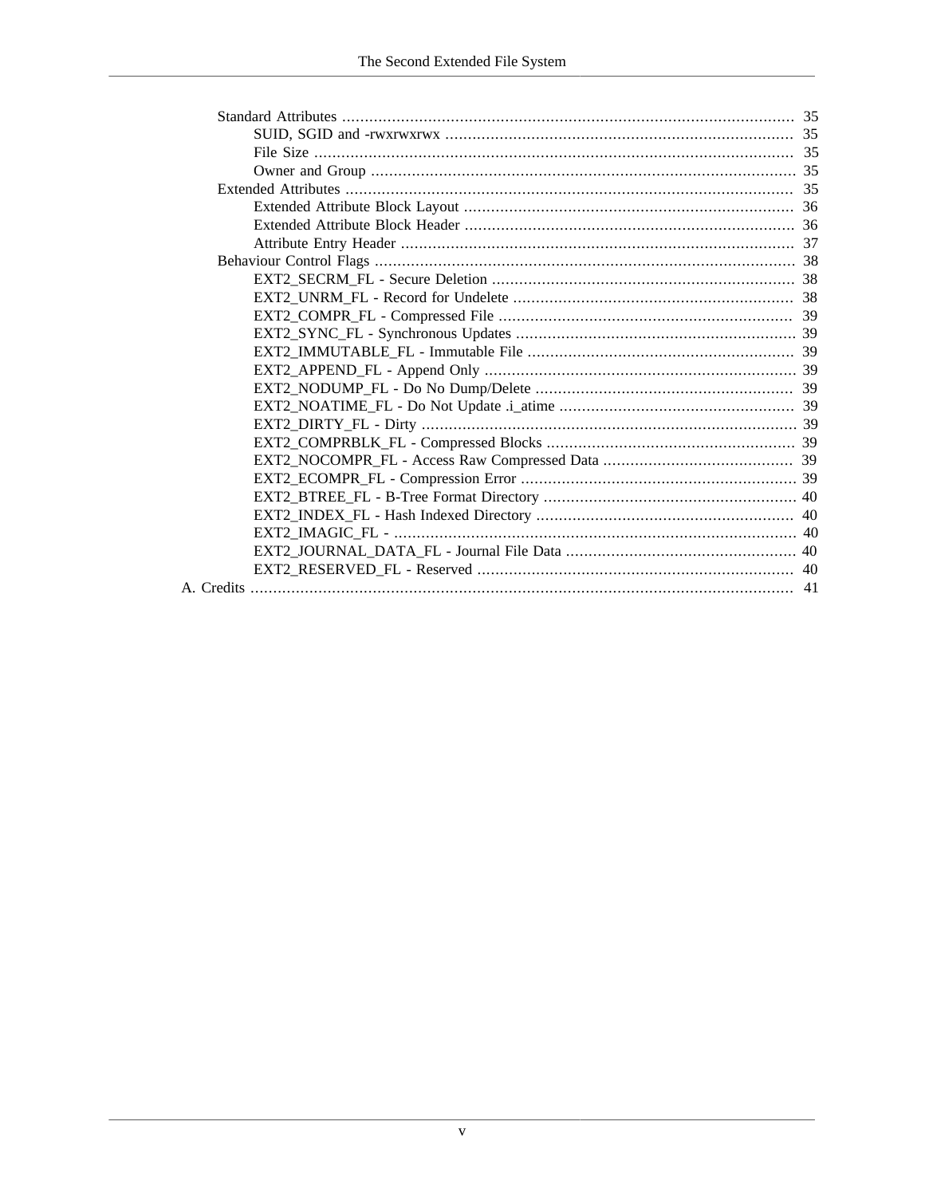- Standard Attributes ..................................................................................................... 35
  - SUID, SGID and -rwxrwxrwx ............................................................................. 35
  - File Size ............................................................................................................ 35
  - Owner and Group ............................................................................................... 35
- Extended Attributes ..................................................................................................... 35
  - Extended Attribute Block Layout ......................................................................... 36
  - Extended Attribute Block Header ......................................................................... 36
  - Attribute Entry Header ....................................................................................... 37
- Behaviour Control Flags .............................................................................................. 38
  - EXT2_SECRM_FL - Secure Deletion ................................................................... 38
  - EXT2_UNRM_FL - Record for Undelete .............................................................. 38
  - EXT2_COMPR_FL - Compressed File ................................................................. 39
  - EXT2_SYNC_FL - Synchronous Updates .............................................................. 39
  - EXT2_IMMUTABLE_FL - Immutable File ........................................................... 39
  - EXT2_APPEND_FL - Append Only ..................................................................... 39
  - EXT2_NODUMP_FL - Do No Dump/Delete ......................................................... 39
  - EXT2_NOATIME_FL - Do Not Update .i_atime .................................................... 39
  - EXT2_DIRTY_FL - Dirty ................................................................................... 39
  - EXT2_COMPRBLK_FL - Compressed Blocks ....................................................... 39
  - EXT2_NOCOMPR_FL - Access Raw Compressed Data .......................................... 39
  - EXT2_ECOMPR_FL - Compression Error ............................................................. 39
  - EXT2_BTREE_FL - B-Tree Format Directory ........................................................ 40
  - EXT2_INDEX_FL - Hash Indexed Directory ......................................................... 40
  - EXT2_IMAGIC_FL - ......................................................................................... 40
  - EXT2_JOURNAL_DATA_FL - Journal File Data ................................................... 40
  - EXT2_RESERVED_FL - Reserved ...................................................................... 40

A. Credits ......................................................................................................................... 41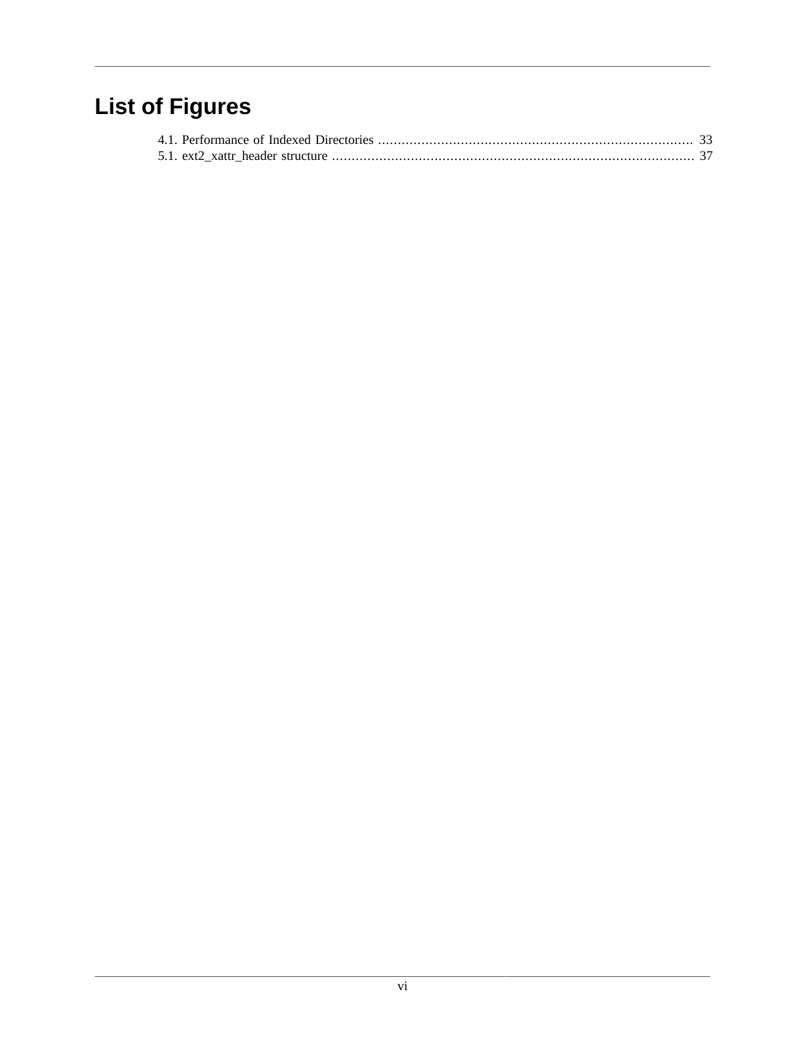# List of Figures

4.1. Performance of Indexed Directories ................................................................................ 33
5.1. ext2_xattr_header structure ........................................................................................... 37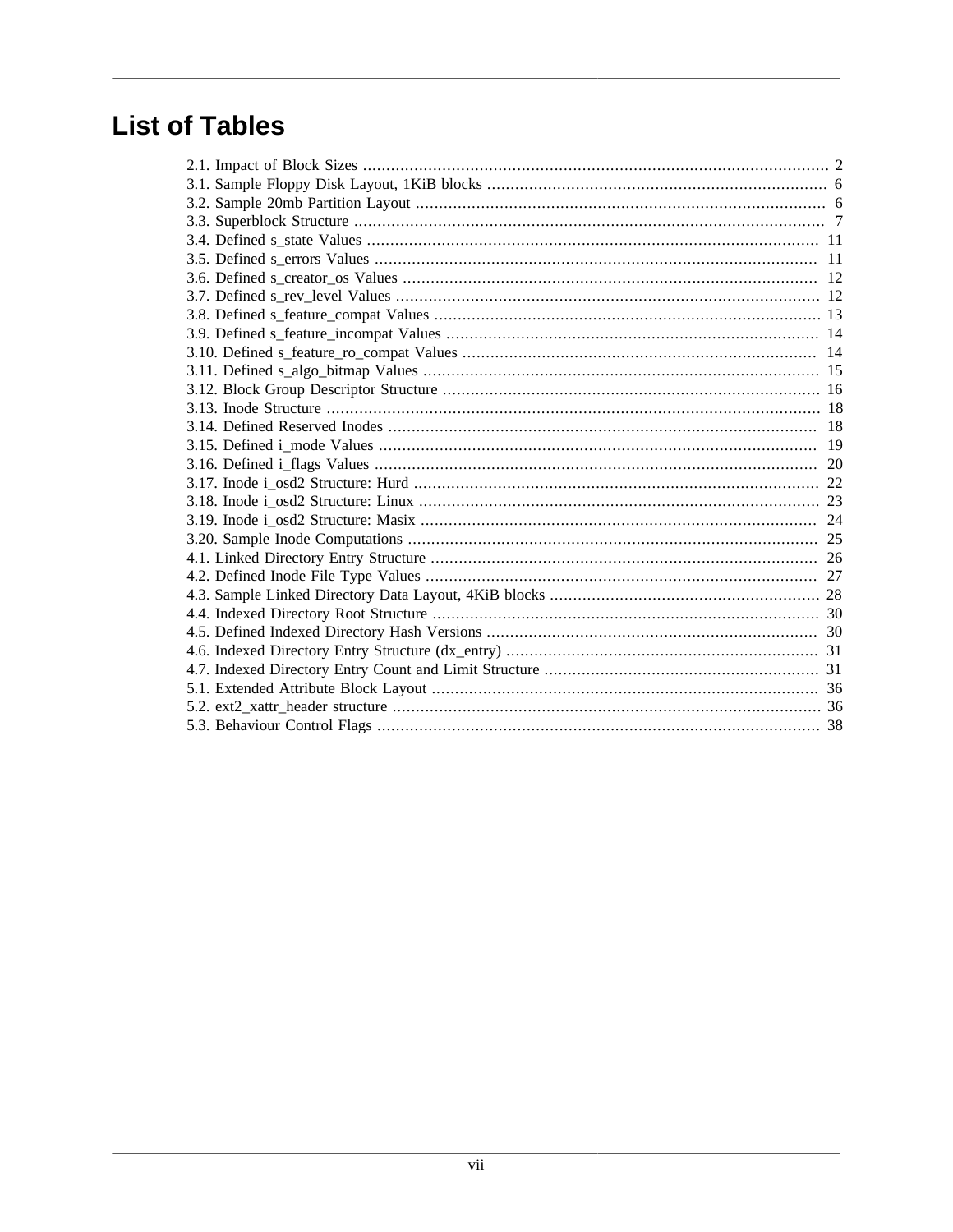# List of Tables

- 2.1. Impact of Block Sizes ..... 2
- 3.1. Sample Floppy Disk Layout, 1KiB blocks ..... 6
- 3.2. Sample 20mb Partition Layout ..... 6
- 3.3. Superblock Structure ..... 7
- 3.4. Defined s_state Values ..... 11
- 3.5. Defined s_errors Values ..... 11
- 3.6. Defined s_creator_os Values ..... 12
- 3.7. Defined s_rev_level Values ..... 12
- 3.8. Defined s_feature_compat Values ..... 13
- 3.9. Defined s_feature_incompat Values ..... 14
- 3.10. Defined s_feature_ro_compat Values ..... 14
- 3.11. Defined s_algo_bitmap Values ..... 15
- 3.12. Block Group Descriptor Structure ..... 16
- 3.13. Inode Structure ..... 18
- 3.14. Defined Reserved Inodes ..... 18
- 3.15. Defined i_mode Values ..... 19
- 3.16. Defined i_flags Values ..... 20
- 3.17. Inode i_osd2 Structure: Hurd ..... 22
- 3.18. Inode i_osd2 Structure: Linux ..... 23
- 3.19. Inode i_osd2 Structure: Masix ..... 24
- 3.20. Sample Inode Computations ..... 25
- 4.1. Linked Directory Entry Structure ..... 26
- 4.2. Defined Inode File Type Values ..... 27
- 4.3. Sample Linked Directory Data Layout, 4KiB blocks ..... 28
- 4.4. Indexed Directory Root Structure ..... 30
- 4.5. Defined Indexed Directory Hash Versions ..... 30
- 4.6. Indexed Directory Entry Structure (dx_entry) ..... 31
- 4.7. Indexed Directory Entry Count and Limit Structure ..... 31
- 5.1. Extended Attribute Block Layout ..... 36
- 5.2. ext2_xattr_header structure ..... 36
- 5.3. Behaviour Control Flags ..... 38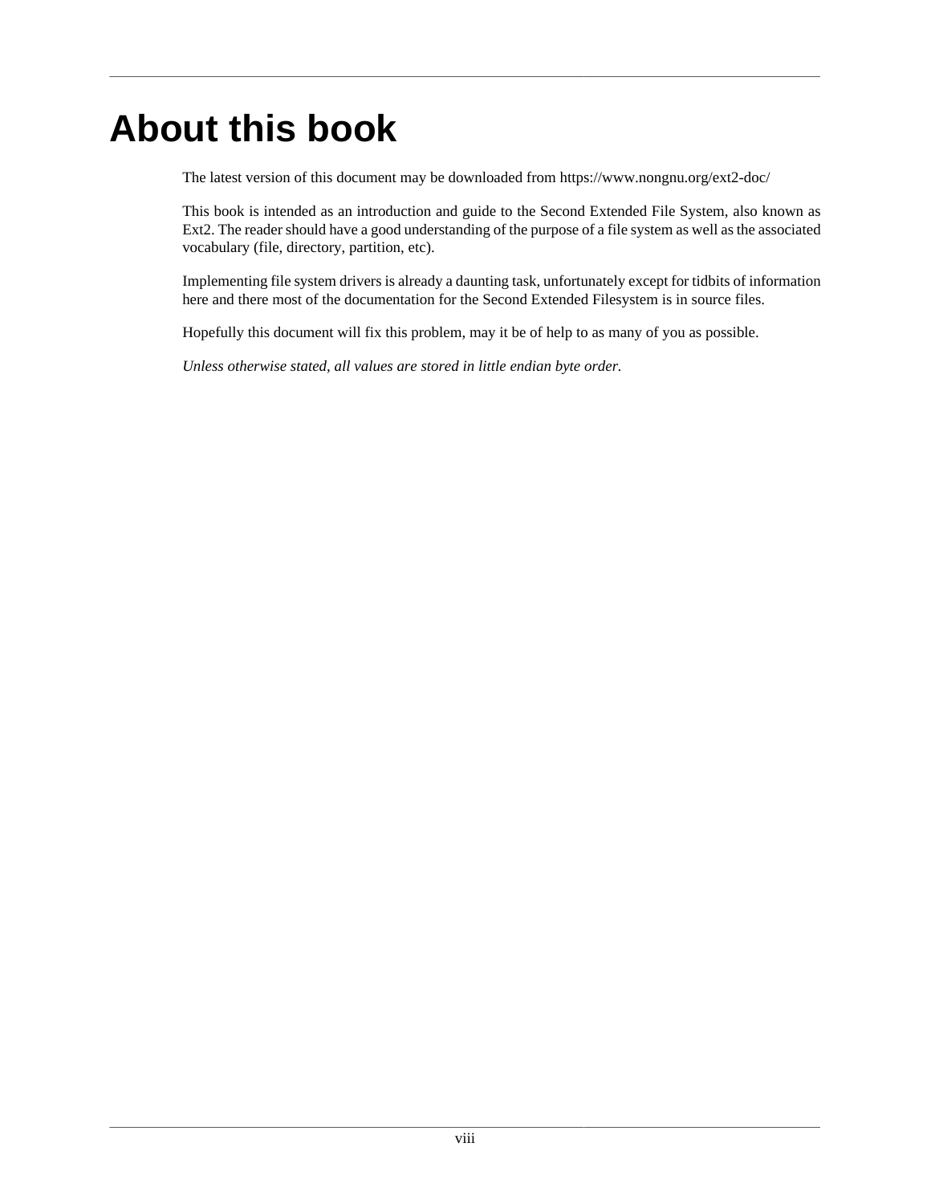# About this book

The latest version of this document may be downloaded from https://www.nongnu.org/ext2-doc/

This book is intended as an introduction and guide to the Second Extended File System, also known as Ext2. The reader should have a good understanding of the purpose of a file system as well as the associated vocabulary (file, directory, partition, etc).

Implementing file system drivers is already a daunting task, unfortunately except for tidbits of information here and there most of the documentation for the Second Extended Filesystem is in source files.

Hopefully this document will fix this problem, may it be of help to as many of you as possible.

*Unless otherwise stated, all values are stored in little endian byte order.*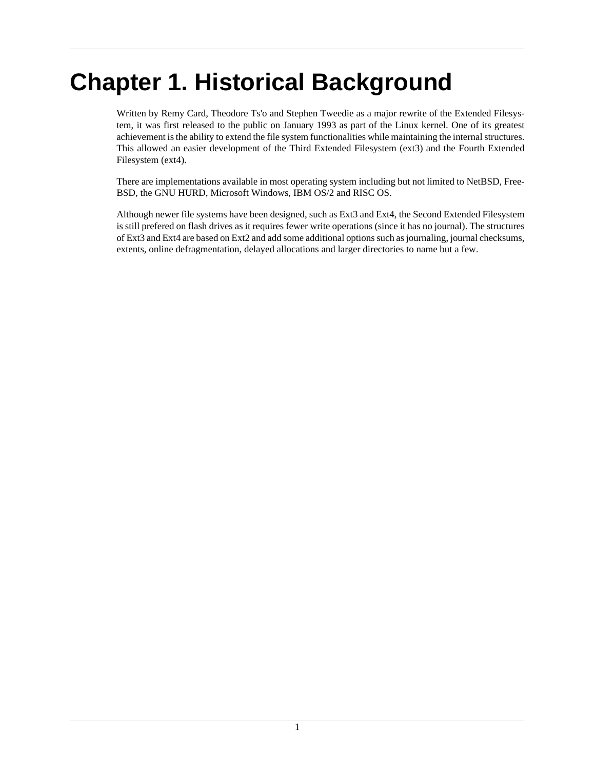# Chapter 1. Historical Background

Written by Remy Card, Theodore Ts'o and Stephen Tweedie as a major rewrite of the Extended Filesystem, it was first released to the public on January 1993 as part of the Linux kernel. One of its greatest achievement is the ability to extend the file system functionalities while maintaining the internal structures. This allowed an easier development of the Third Extended Filesystem (ext3) and the Fourth Extended Filesystem (ext4).

There are implementations available in most operating system including but not limited to NetBSD, FreeBSD, the GNU HURD, Microsoft Windows, IBM OS/2 and RISC OS.

Although newer file systems have been designed, such as Ext3 and Ext4, the Second Extended Filesystem is still prefered on flash drives as it requires fewer write operations (since it has no journal). The structures of Ext3 and Ext4 are based on Ext2 and add some additional options such as journaling, journal checksums, extents, online defragmentation, delayed allocations and larger directories to name but a few.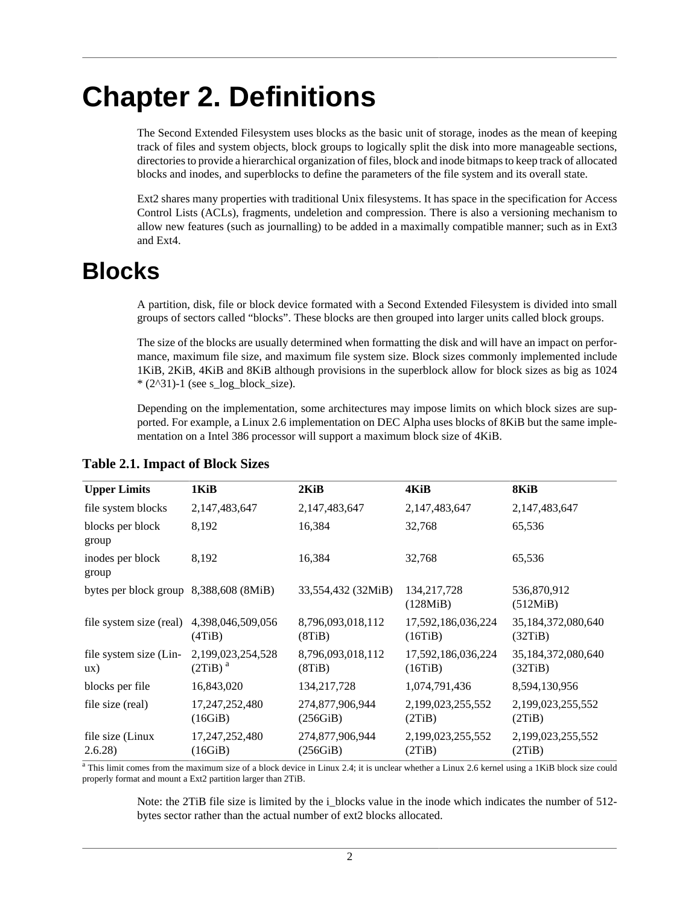# Chapter 2. Definitions

The Second Extended Filesystem uses blocks as the basic unit of storage, inodes as the mean of keeping track of files and system objects, block groups to logically split the disk into more manageable sections, directories to provide a hierarchical organization of files, block and inode bitmaps to keep track of allocated blocks and inodes, and superblocks to define the parameters of the file system and its overall state.

Ext2 shares many properties with traditional Unix filesystems. It has space in the specification for Access Control Lists (ACLs), fragments, undeletion and compression. There is also a versioning mechanism to allow new features (such as journalling) to be added in a maximally compatible manner; such as in Ext3 and Ext4.

# Blocks

A partition, disk, file or block device formated with a Second Extended Filesystem is divided into small groups of sectors called “blocks”. These blocks are then grouped into larger units called block groups.

The size of the blocks are usually determined when formatting the disk and will have an impact on performance, maximum file size, and maximum file system size. Block sizes commonly implemented include 1KiB, 2KiB, 4KiB and 8KiB although provisions in the superblock allow for block sizes as big as 1024 * (2^31)-1 (see s_log_block_size).

Depending on the implementation, some architectures may impose limits on which block sizes are supported. For example, a Linux 2.6 implementation on DEC Alpha uses blocks of 8KiB but the same implementation on a Intel 386 processor will support a maximum block size of 4KiB.

**Table 2.1. Impact of Block Sizes**

| Upper Limits | 1KiB | 2KiB | 4KiB | 8KiB |
|---|---|---|---|---|
| file system blocks | 2,147,483,647 | 2,147,483,647 | 2,147,483,647 | 2,147,483,647 |
| blocks per block group | 8,192 | 16,384 | 32,768 | 65,536 |
| inodes per block group | 8,192 | 16,384 | 32,768 | 65,536 |
| bytes per block group | 8,388,608 (8MiB) | 33,554,432 (32MiB) | 134,217,728 (128MiB) | 536,870,912 (512MiB) |
| file system size (real) | 4,398,046,509,056 (4TiB) | 8,796,093,018,112 (8TiB) | 17,592,186,036,224 (16TiB) | 35,184,372,080,640 (32TiB) |
| file system size (Linux) | 2,199,023,254,528 (2TiB) [a] | 8,796,093,018,112 (8TiB) | 17,592,186,036,224 (16TiB) | 35,184,372,080,640 (32TiB) |
| blocks per file | 16,843,020 | 134,217,728 | 1,074,791,436 | 8,594,130,956 |
| file size (real) | 17,247,252,480 (16GiB) | 274,877,906,944 (256GiB) | 2,199,023,255,552 (2TiB) | 2,199,023,255,552 (2TiB) |
| file size (Linux 2.6.28) | 17,247,252,480 (16GiB) | 274,877,906,944 (256GiB) | 2,199,023,255,552 (2TiB) | 2,199,023,255,552 (2TiB) |

[a] This limit comes from the maximum size of a block device in Linux 2.4; it is unclear whether a Linux 2.6 kernel using a 1KiB block size could properly format and mount a Ext2 partition larger than 2TiB.

Note: the 2TiB file size is limited by the i_blocks value in the inode which indicates the number of 512-bytes sector rather than the actual number of ext2 blocks allocated.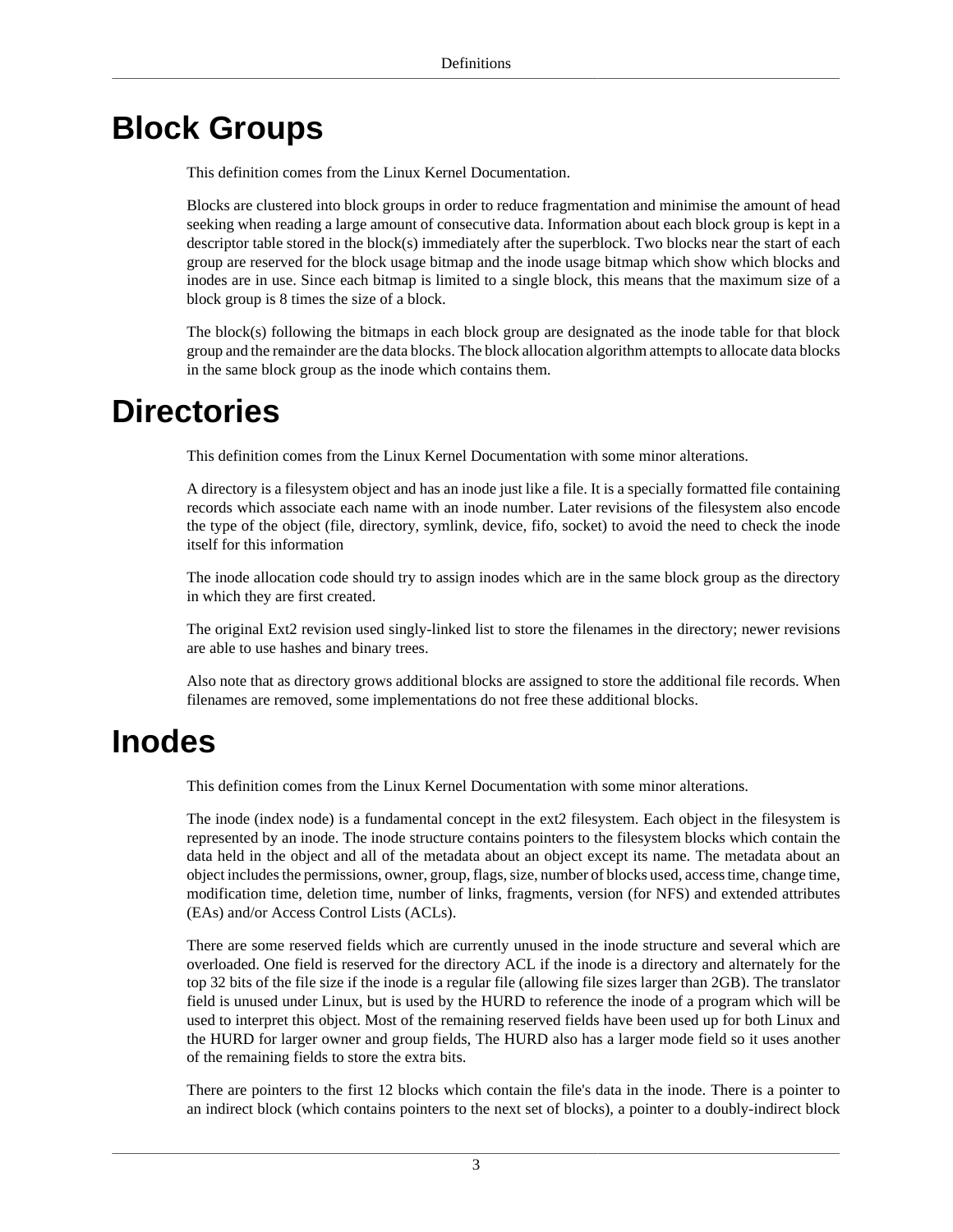# Block Groups

This definition comes from the Linux Kernel Documentation.

Blocks are clustered into block groups in order to reduce fragmentation and minimise the amount of head seeking when reading a large amount of consecutive data. Information about each block group is kept in a descriptor table stored in the block(s) immediately after the superblock. Two blocks near the start of each group are reserved for the block usage bitmap and the inode usage bitmap which show which blocks and inodes are in use. Since each bitmap is limited to a single block, this means that the maximum size of a block group is 8 times the size of a block.

The block(s) following the bitmaps in each block group are designated as the inode table for that block group and the remainder are the data blocks. The block allocation algorithm attempts to allocate data blocks in the same block group as the inode which contains them.

# Directories

This definition comes from the Linux Kernel Documentation with some minor alterations.

A directory is a filesystem object and has an inode just like a file. It is a specially formatted file containing records which associate each name with an inode number. Later revisions of the filesystem also encode the type of the object (file, directory, symlink, device, fifo, socket) to avoid the need to check the inode itself for this information

The inode allocation code should try to assign inodes which are in the same block group as the directory in which they are first created.

The original Ext2 revision used singly-linked list to store the filenames in the directory; newer revisions are able to use hashes and binary trees.

Also note that as directory grows additional blocks are assigned to store the additional file records. When filenames are removed, some implementations do not free these additional blocks.

# Inodes

This definition comes from the Linux Kernel Documentation with some minor alterations.

The inode (index node) is a fundamental concept in the ext2 filesystem. Each object in the filesystem is represented by an inode. The inode structure contains pointers to the filesystem blocks which contain the data held in the object and all of the metadata about an object except its name. The metadata about an object includes the permissions, owner, group, flags, size, number of blocks used, access time, change time, modification time, deletion time, number of links, fragments, version (for NFS) and extended attributes (EAs) and/or Access Control Lists (ACLs).

There are some reserved fields which are currently unused in the inode structure and several which are overloaded. One field is reserved for the directory ACL if the inode is a directory and alternately for the top 32 bits of the file size if the inode is a regular file (allowing file sizes larger than 2GB). The translator field is unused under Linux, but is used by the HURD to reference the inode of a program which will be used to interpret this object. Most of the remaining reserved fields have been used up for both Linux and the HURD for larger owner and group fields, The HURD also has a larger mode field so it uses another of the remaining fields to store the extra bits.

There are pointers to the first 12 blocks which contain the file's data in the inode. There is a pointer to an indirect block (which contains pointers to the next set of blocks), a pointer to a doubly-indirect block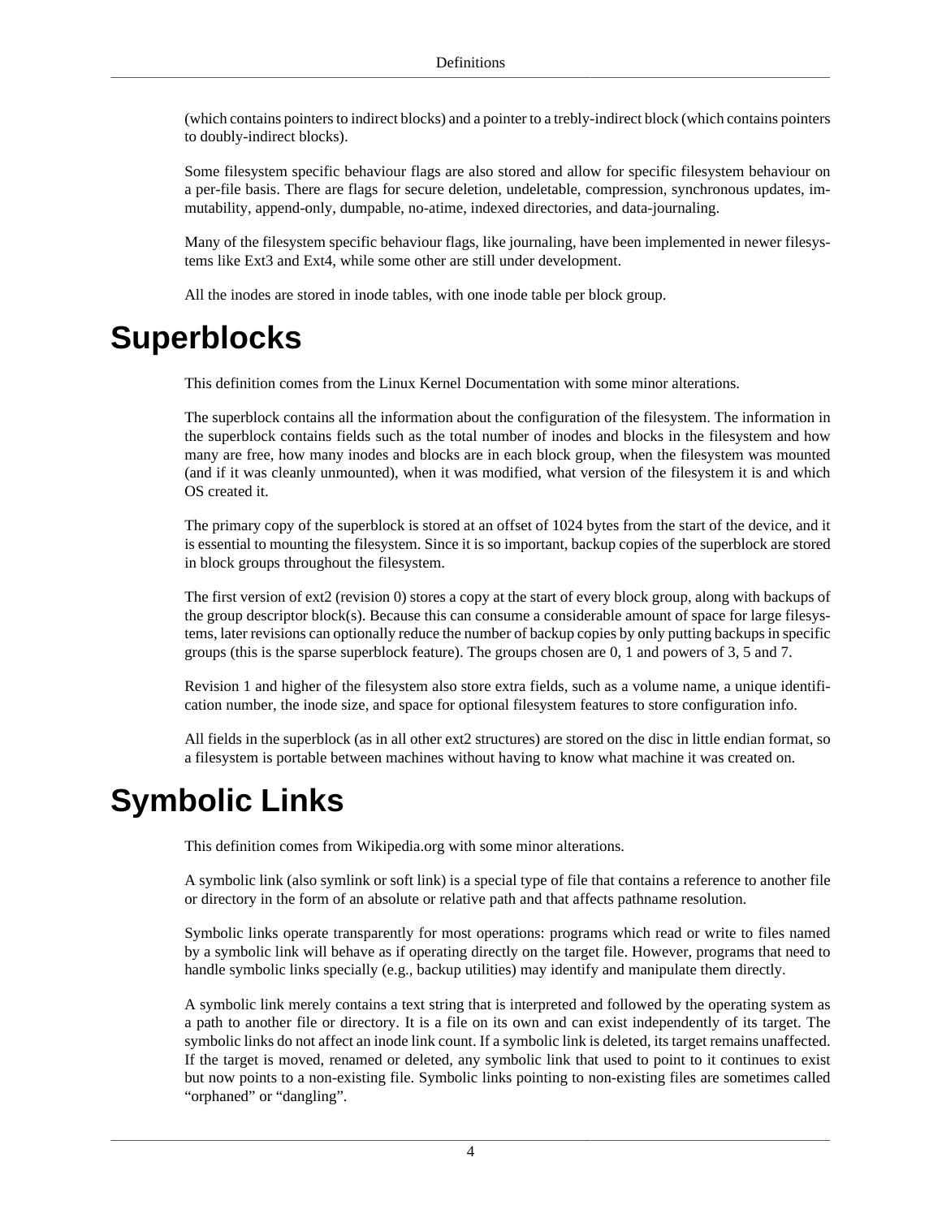(which contains pointers to indirect blocks) and a pointer to a trebly-indirect block (which contains pointers to doubly-indirect blocks).

Some filesystem specific behaviour flags are also stored and allow for specific filesystem behaviour on a per-file basis. There are flags for secure deletion, undeletable, compression, synchronous updates, immutability, append-only, dumpable, no-atime, indexed directories, and data-journaling.

Many of the filesystem specific behaviour flags, like journaling, have been implemented in newer filesystems like Ext3 and Ext4, while some other are still under development.

All the inodes are stored in inode tables, with one inode table per block group.

# Superblocks

This definition comes from the Linux Kernel Documentation with some minor alterations.

The superblock contains all the information about the configuration of the filesystem. The information in the superblock contains fields such as the total number of inodes and blocks in the filesystem and how many are free, how many inodes and blocks are in each block group, when the filesystem was mounted (and if it was cleanly unmounted), when it was modified, what version of the filesystem it is and which OS created it.

The primary copy of the superblock is stored at an offset of 1024 bytes from the start of the device, and it is essential to mounting the filesystem. Since it is so important, backup copies of the superblock are stored in block groups throughout the filesystem.

The first version of ext2 (revision 0) stores a copy at the start of every block group, along with backups of the group descriptor block(s). Because this can consume a considerable amount of space for large filesystems, later revisions can optionally reduce the number of backup copies by only putting backups in specific groups (this is the sparse superblock feature). The groups chosen are 0, 1 and powers of 3, 5 and 7.

Revision 1 and higher of the filesystem also store extra fields, such as a volume name, a unique identification number, the inode size, and space for optional filesystem features to store configuration info.

All fields in the superblock (as in all other ext2 structures) are stored on the disc in little endian format, so a filesystem is portable between machines without having to know what machine it was created on.

# Symbolic Links

This definition comes from Wikipedia.org with some minor alterations.

A symbolic link (also symlink or soft link) is a special type of file that contains a reference to another file or directory in the form of an absolute or relative path and that affects pathname resolution.

Symbolic links operate transparently for most operations: programs which read or write to files named by a symbolic link will behave as if operating directly on the target file. However, programs that need to handle symbolic links specially (e.g., backup utilities) may identify and manipulate them directly.

A symbolic link merely contains a text string that is interpreted and followed by the operating system as a path to another file or directory. It is a file on its own and can exist independently of its target. The symbolic links do not affect an inode link count. If a symbolic link is deleted, its target remains unaffected. If the target is moved, renamed or deleted, any symbolic link that used to point to it continues to exist but now points to a non-existing file. Symbolic links pointing to non-existing files are sometimes called “orphaned” or “dangling”.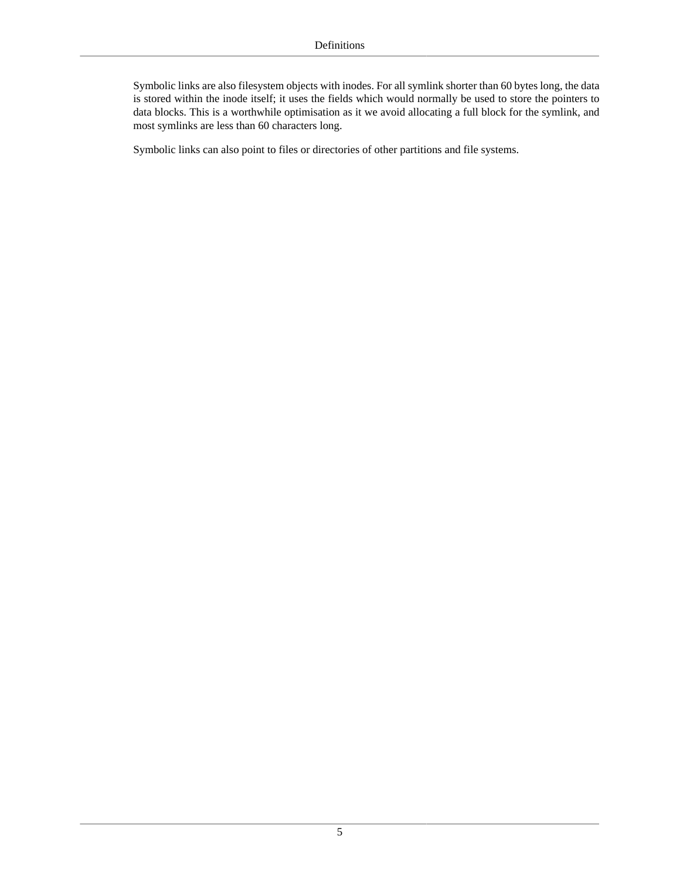Symbolic links are also filesystem objects with inodes. For all symlink shorter than 60 bytes long, the data is stored within the inode itself; it uses the fields which would normally be used to store the pointers to data blocks. This is a worthwhile optimisation as it we avoid allocating a full block for the symlink, and most symlinks are less than 60 characters long.

Symbolic links can also point to files or directories of other partitions and file systems.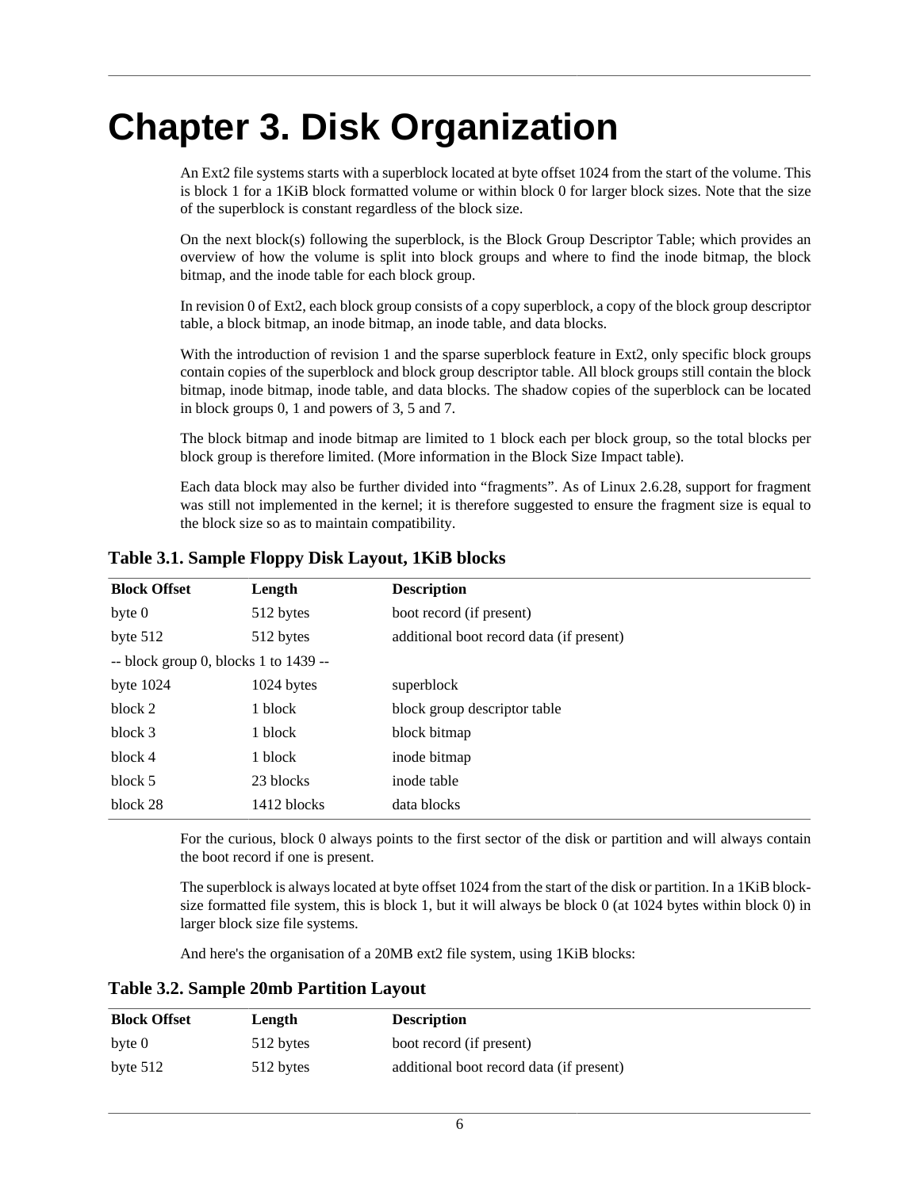# Chapter 3. Disk Organization

An Ext2 file systems starts with a superblock located at byte offset 1024 from the start of the volume. This is block 1 for a 1KiB block formatted volume or within block 0 for larger block sizes. Note that the size of the superblock is constant regardless of the block size.

On the next block(s) following the superblock, is the Block Group Descriptor Table; which provides an overview of how the volume is split into block groups and where to find the inode bitmap, the block bitmap, and the inode table for each block group.

In revision 0 of Ext2, each block group consists of a copy superblock, a copy of the block group descriptor table, a block bitmap, an inode bitmap, an inode table, and data blocks.

With the introduction of revision 1 and the sparse superblock feature in Ext2, only specific block groups contain copies of the superblock and block group descriptor table. All block groups still contain the block bitmap, inode bitmap, inode table, and data blocks. The shadow copies of the superblock can be located in block groups 0, 1 and powers of 3, 5 and 7.

The block bitmap and inode bitmap are limited to 1 block each per block group, so the total blocks per block group is therefore limited. (More information in the Block Size Impact table).

Each data block may also be further divided into “fragments”. As of Linux 2.6.28, support for fragment was still not implemented in the kernel; it is therefore suggested to ensure the fragment size is equal to the block size so as to maintain compatibility.

**Table 3.1. Sample Floppy Disk Layout, 1KiB blocks**

| Block Offset | Length | Description |
| --- | --- | --- |
| byte 0 | 512 bytes | boot record (if present) |
| byte 512 | 512 bytes | additional boot record data (if present) |
| -- block group 0, blocks 1 to 1439 -- | | |
| byte 1024 | 1024 bytes | superblock |
| block 2 | 1 block | block group descriptor table |
| block 3 | 1 block | block bitmap |
| block 4 | 1 block | inode bitmap |
| block 5 | 23 blocks | inode table |
| block 28 | 1412 blocks | data blocks |

For the curious, block 0 always points to the first sector of the disk or partition and will always contain the boot record if one is present.

The superblock is always located at byte offset 1024 from the start of the disk or partition. In a 1KiB block-size formatted file system, this is block 1, but it will always be block 0 (at 1024 bytes within block 0) in larger block size file systems.

And here's the organisation of a 20MB ext2 file system, using 1KiB blocks:

**Table 3.2. Sample 20mb Partition Layout**

| Block Offset | Length | Description |
| --- | --- | --- |
| byte 0 | 512 bytes | boot record (if present) |
| byte 512 | 512 bytes | additional boot record data (if present) |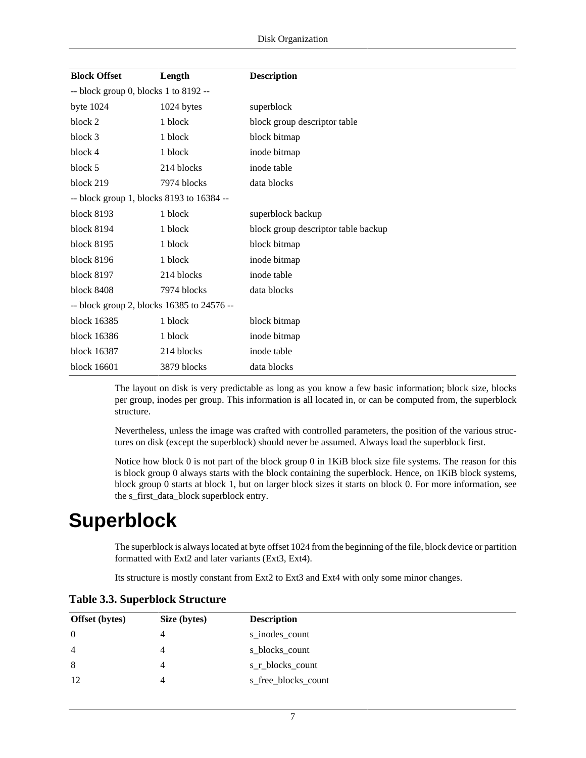| Block Offset | Length | Description |
|---|---|---|
| -- block group 0, blocks 1 to 8192 -- | | |
| byte 1024 | 1024 bytes | superblock |
| block 2 | 1 block | block group descriptor table |
| block 3 | 1 block | block bitmap |
| block 4 | 1 block | inode bitmap |
| block 5 | 214 blocks | inode table |
| block 219 | 7974 blocks | data blocks |
| -- block group 1, blocks 8193 to 16384 -- | | |
| block 8193 | 1 block | superblock backup |
| block 8194 | 1 block | block group descriptor table backup |
| block 8195 | 1 block | block bitmap |
| block 8196 | 1 block | inode bitmap |
| block 8197 | 214 blocks | inode table |
| block 8408 | 7974 blocks | data blocks |
| -- block group 2, blocks 16385 to 24576 -- | | |
| block 16385 | 1 block | block bitmap |
| block 16386 | 1 block | inode bitmap |
| block 16387 | 214 blocks | inode table |
| block 16601 | 3879 blocks | data blocks |

The layout on disk is very predictable as long as you know a few basic information; block size, blocks per group, inodes per group. This information is all located in, or can be computed from, the superblock structure.

Nevertheless, unless the image was crafted with controlled parameters, the position of the various structures on disk (except the superblock) should never be assumed. Always load the superblock first.

Notice how block 0 is not part of the block group 0 in 1KiB block size file systems. The reason for this is block group 0 always starts with the block containing the superblock. Hence, on 1KiB block systems, block group 0 starts at block 1, but on larger block sizes it starts on block 0. For more information, see the s_first_data_block superblock entry.

# Superblock

The superblock is always located at byte offset 1024 from the beginning of the file, block device or partition formatted with Ext2 and later variants (Ext3, Ext4).

Its structure is mostly constant from Ext2 to Ext3 and Ext4 with only some minor changes.

**Table 3.3. Superblock Structure**

| Offset (bytes) | Size (bytes) | Description |
|---|---|---|
| 0 | 4 | s_inodes_count |
| 4 | 4 | s_blocks_count |
| 8 | 4 | s_r_blocks_count |
| 12 | 4 | s_free_blocks_count |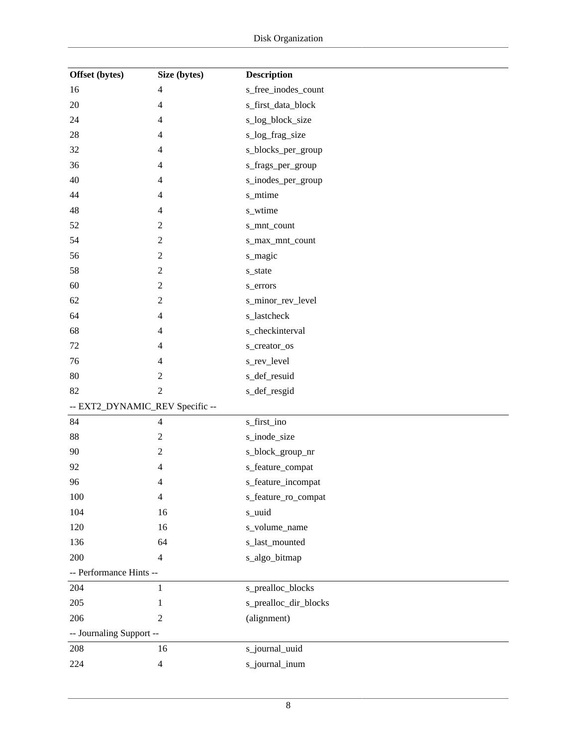| Offset (bytes) | Size (bytes) | Description |
| --- | --- | --- |
| 16 | 4 | s_free_inodes_count |
| 20 | 4 | s_first_data_block |
| 24 | 4 | s_log_block_size |
| 28 | 4 | s_log_frag_size |
| 32 | 4 | s_blocks_per_group |
| 36 | 4 | s_frags_per_group |
| 40 | 4 | s_inodes_per_group |
| 44 | 4 | s_mtime |
| 48 | 4 | s_wtime |
| 52 | 2 | s_mnt_count |
| 54 | 2 | s_max_mnt_count |
| 56 | 2 | s_magic |
| 58 | 2 | s_state |
| 60 | 2 | s_errors |
| 62 | 2 | s_minor_rev_level |
| 64 | 4 | s_lastcheck |
| 68 | 4 | s_checkinterval |
| 72 | 4 | s_creator_os |
| 76 | 4 | s_rev_level |
| 80 | 2 | s_def_resuid |
| 82 | 2 | s_def_resgid |
| -- EXT2_DYNAMIC_REV Specific -- | | |
| 84 | 4 | s_first_ino |
| 88 | 2 | s_inode_size |
| 90 | 2 | s_block_group_nr |
| 92 | 4 | s_feature_compat |
| 96 | 4 | s_feature_incompat |
| 100 | 4 | s_feature_ro_compat |
| 104 | 16 | s_uuid |
| 120 | 16 | s_volume_name |
| 136 | 64 | s_last_mounted |
| 200 | 4 | s_algo_bitmap |
| -- Performance Hints -- | | |
| 204 | 1 | s_prealloc_blocks |
| 205 | 1 | s_prealloc_dir_blocks |
| 206 | 2 | (alignment) |
| -- Journaling Support -- | | |
| 208 | 16 | s_journal_uuid |
| 224 | 4 | s_journal_inum |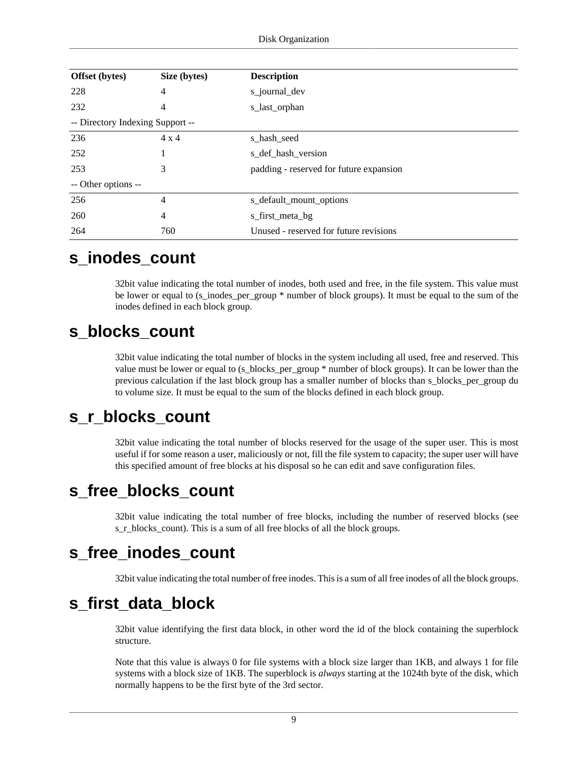| Offset (bytes) | Size (bytes) | Description |
| --- | --- | --- |
| 228 | 4 | s_journal_dev |
| 232 | 4 | s_last_orphan |
| -- Directory Indexing Support -- | | |
| 236 | 4 x 4 | s_hash_seed |
| 252 | 1 | s_def_hash_version |
| 253 | 3 | padding - reserved for future expansion |
| -- Other options -- | | |
| 256 | 4 | s_default_mount_options |
| 260 | 4 | s_first_meta_bg |
| 264 | 760 | Unused - reserved for future revisions |

## s_inodes_count

32bit value indicating the total number of inodes, both used and free, in the file system. This value must be lower or equal to (s_inodes_per_group * number of block groups). It must be equal to the sum of the inodes defined in each block group.

## s_blocks_count

32bit value indicating the total number of blocks in the system including all used, free and reserved. This value must be lower or equal to (s_blocks_per_group * number of block groups). It can be lower than the previous calculation if the last block group has a smaller number of blocks than s_blocks_per_group du to volume size. It must be equal to the sum of the blocks defined in each block group.

## s_r_blocks_count

32bit value indicating the total number of blocks reserved for the usage of the super user. This is most useful if for some reason a user, maliciously or not, fill the file system to capacity; the super user will have this specified amount of free blocks at his disposal so he can edit and save configuration files.

## s_free_blocks_count

32bit value indicating the total number of free blocks, including the number of reserved blocks (see s_r_blocks_count). This is a sum of all free blocks of all the block groups.

## s_free_inodes_count

32bit value indicating the total number of free inodes. This is a sum of all free inodes of all the block groups.

## s_first_data_block

32bit value identifying the first data block, in other word the id of the block containing the superblock structure.

Note that this value is always 0 for file systems with a block size larger than 1KB, and always 1 for file systems with a block size of 1KB. The superblock is *always* starting at the 1024th byte of the disk, which normally happens to be the first byte of the 3rd sector.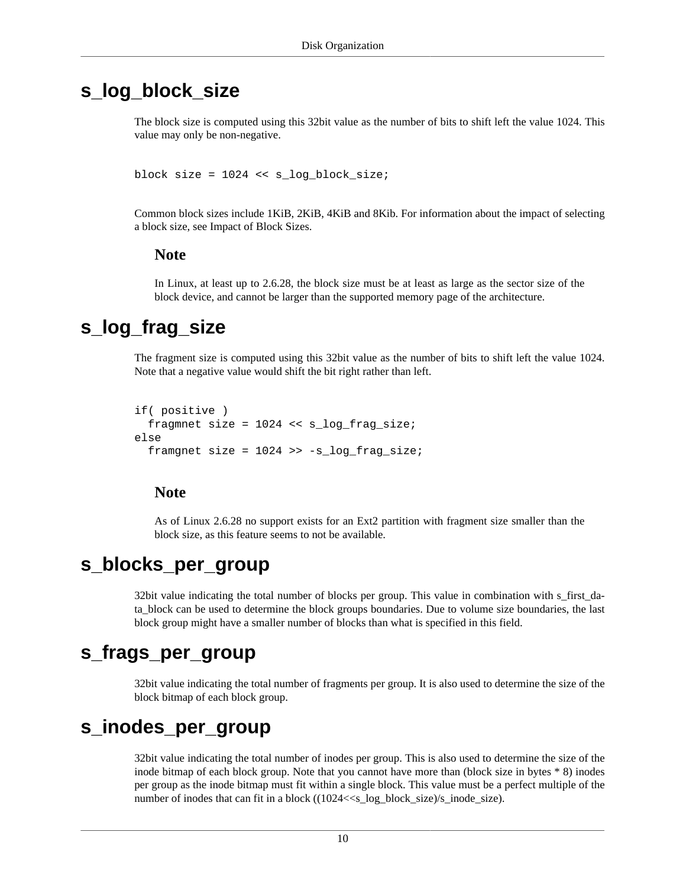## s_log_block_size

The block size is computed using this 32bit value as the number of bits to shift left the value 1024. This value may only be non-negative.

```
block size = 1024 << s_log_block_size;
```

Common block sizes include 1KiB, 2KiB, 4KiB and 8Kib. For information about the impact of selecting a block size, see Impact of Block Sizes.

### Note

In Linux, at least up to 2.6.28, the block size must be at least as large as the sector size of the block device, and cannot be larger than the supported memory page of the architecture.

## s_log_frag_size

The fragment size is computed using this 32bit value as the number of bits to shift left the value 1024. Note that a negative value would shift the bit right rather than left.

```
if( positive )
  fragmnet size = 1024 << s_log_frag_size;
else
  framgnet size = 1024 >> -s_log_frag_size;
```

### Note

As of Linux 2.6.28 no support exists for an Ext2 partition with fragment size smaller than the block size, as this feature seems to not be available.

## s_blocks_per_group

32bit value indicating the total number of blocks per group. This value in combination with s_first_data_block can be used to determine the block groups boundaries. Due to volume size boundaries, the last block group might have a smaller number of blocks than what is specified in this field.

## s_frags_per_group

32bit value indicating the total number of fragments per group. It is also used to determine the size of the block bitmap of each block group.

## s_inodes_per_group

32bit value indicating the total number of inodes per group. This is also used to determine the size of the inode bitmap of each block group. Note that you cannot have more than (block size in bytes * 8) inodes per group as the inode bitmap must fit within a single block. This value must be a perfect multiple of the number of inodes that can fit in a block ((1024<<s_log_block_size)/s_inode_size).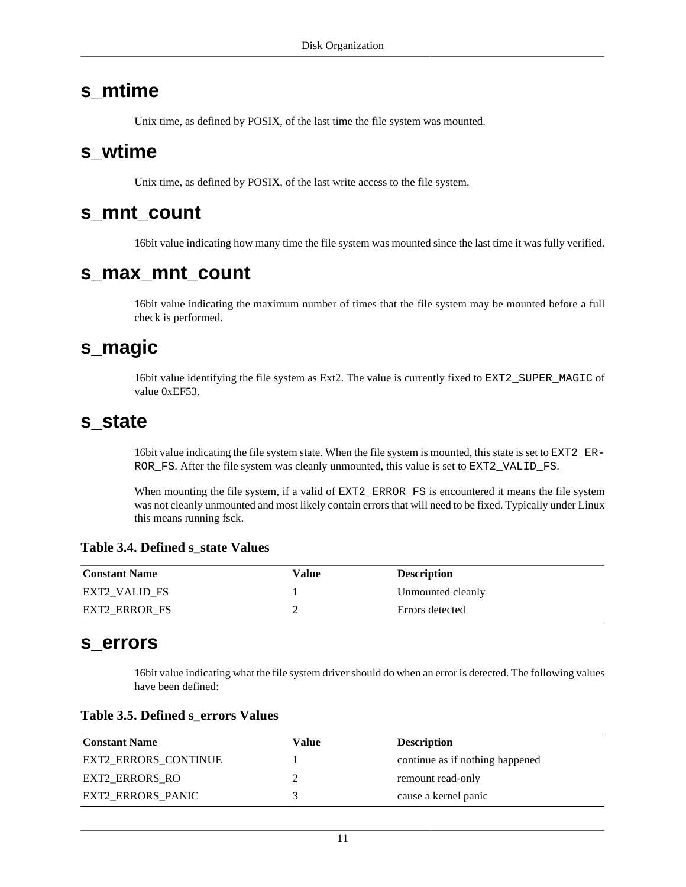## s_mtime

Unix time, as defined by POSIX, of the last time the file system was mounted.

## s_wtime

Unix time, as defined by POSIX, of the last write access to the file system.

## s_mnt_count

16bit value indicating how many time the file system was mounted since the last time it was fully verified.

## s_max_mnt_count

16bit value indicating the maximum number of times that the file system may be mounted before a full check is performed.

## s_magic

16bit value identifying the file system as Ext2. The value is currently fixed to `EXT2_SUPER_MAGIC` of value 0xEF53.

## s_state

16bit value indicating the file system state. When the file system is mounted, this state is set to `EXT2_ERROR_FS`. After the file system was cleanly unmounted, this value is set to `EXT2_VALID_FS`.

When mounting the file system, if a valid of `EXT2_ERROR_FS` is encountered it means the file system was not cleanly unmounted and most likely contain errors that will need to be fixed. Typically under Linux this means running fsck.

**Table 3.4. Defined s_state Values**

| Constant Name | Value | Description |
|---|---|---|
| EXT2_VALID_FS | 1 | Unmounted cleanly |
| EXT2_ERROR_FS | 2 | Errors detected |

## s_errors

16bit value indicating what the file system driver should do when an error is detected. The following values have been defined:

**Table 3.5. Defined s_errors Values**

| Constant Name | Value | Description |
|---|---|---|
| EXT2_ERRORS_CONTINUE | 1 | continue as if nothing happened |
| EXT2_ERRORS_RO | 2 | remount read-only |
| EXT2_ERRORS_PANIC | 3 | cause a kernel panic |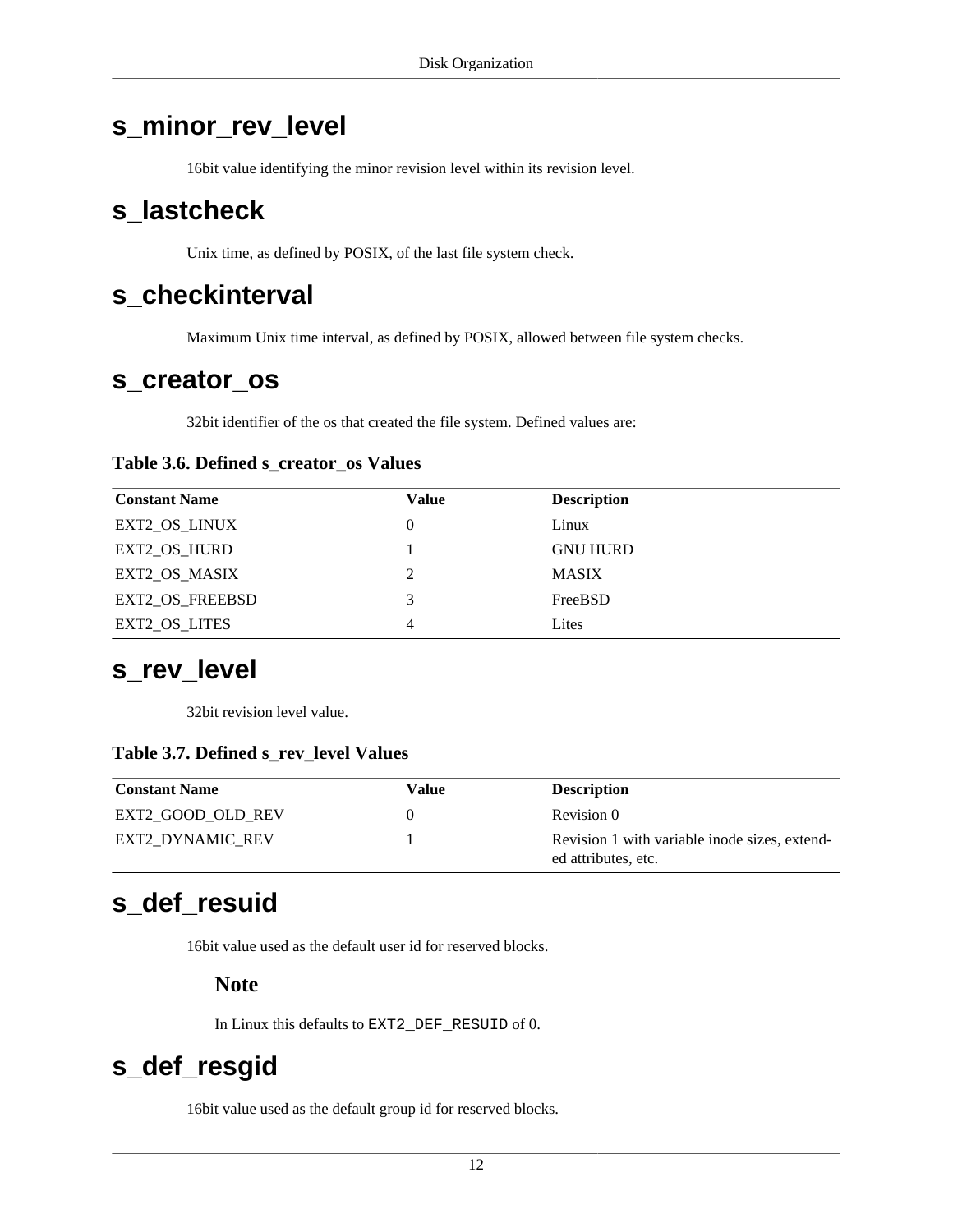## s_minor_rev_level

16bit value identifying the minor revision level within its revision level.

## s_lastcheck

Unix time, as defined by POSIX, of the last file system check.

## s_checkinterval

Maximum Unix time interval, as defined by POSIX, allowed between file system checks.

## s_creator_os

32bit identifier of the os that created the file system. Defined values are:

**Table 3.6. Defined s_creator_os Values**

| Constant Name | Value | Description |
|---|---|---|
| EXT2_OS_LINUX | 0 | Linux |
| EXT2_OS_HURD | 1 | GNU HURD |
| EXT2_OS_MASIX | 2 | MASIX |
| EXT2_OS_FREEBSD | 3 | FreeBSD |
| EXT2_OS_LITES | 4 | Lites |

## s_rev_level

32bit revision level value.

**Table 3.7. Defined s_rev_level Values**

| Constant Name | Value | Description |
|---|---|---|
| EXT2_GOOD_OLD_REV | 0 | Revision 0 |
| EXT2_DYNAMIC_REV | 1 | Revision 1 with variable inode sizes, extended attributes, etc. |

## s_def_resuid

16bit value used as the default user id for reserved blocks.

### Note

In Linux this defaults to `EXT2_DEF_RESUID` of 0.

## s_def_resgid

16bit value used as the default group id for reserved blocks.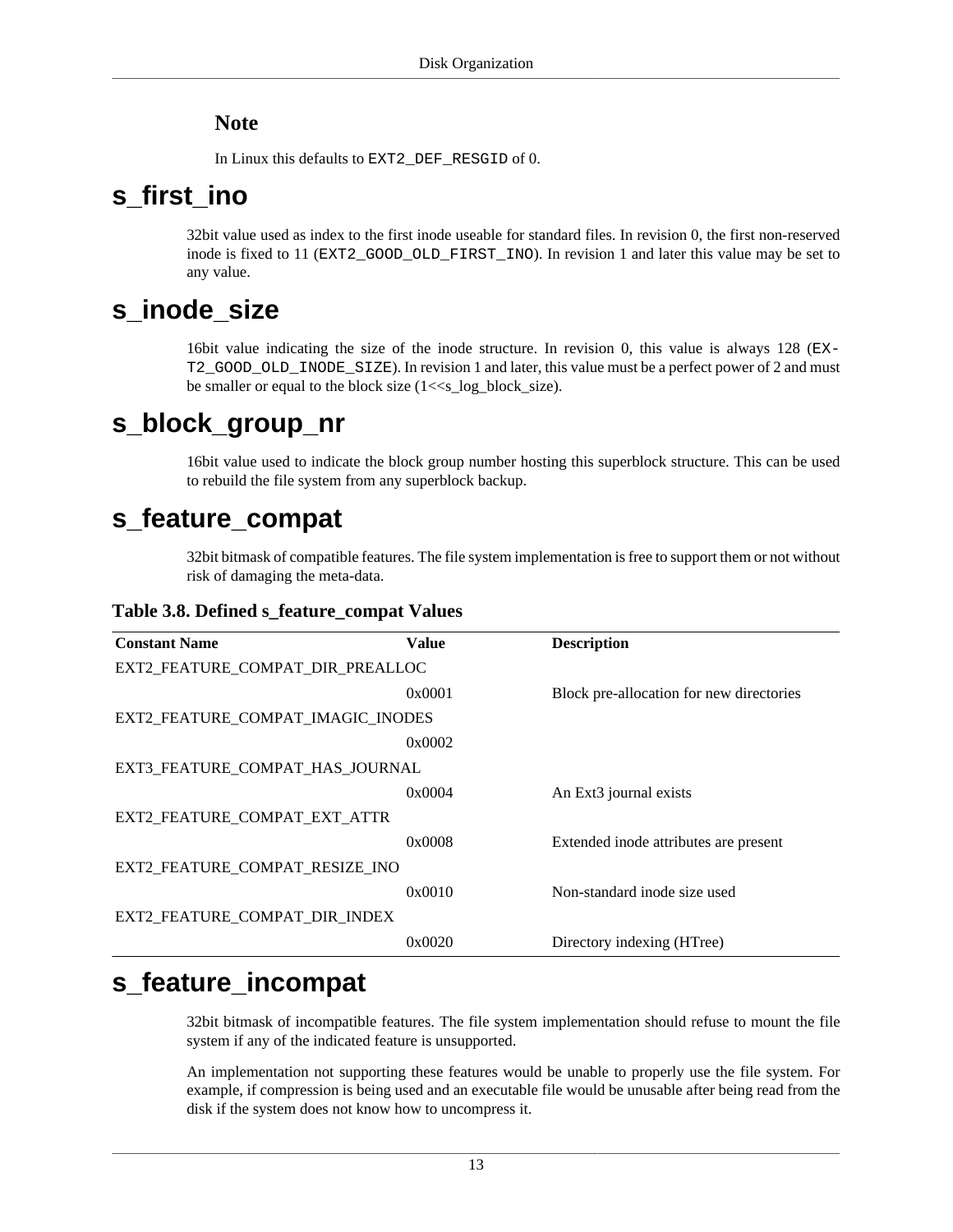### Note

In Linux this defaults to `EXT2_DEF_RESGID` of 0.

## s_first_ino

32bit value used as index to the first inode useable for standard files. In revision 0, the first non-reserved inode is fixed to 11 (`EXT2_GOOD_OLD_FIRST_INO`). In revision 1 and later this value may be set to any value.

## s_inode_size

16bit value indicating the size of the inode structure. In revision 0, this value is always 128 (`EXT2_GOOD_OLD_INODE_SIZE`). In revision 1 and later, this value must be a perfect power of 2 and must be smaller or equal to the block size (1<<s_log_block_size).

## s_block_group_nr

16bit value used to indicate the block group number hosting this superblock structure. This can be used to rebuild the file system from any superblock backup.

## s_feature_compat

32bit bitmask of compatible features. The file system implementation is free to support them or not without risk of damaging the meta-data.

**Table 3.8. Defined s_feature_compat Values**

| Constant Name | Value | Description |
| --- | --- | --- |
| EXT2_FEATURE_COMPAT_DIR_PREALLOC | 0x0001 | Block pre-allocation for new directories |
| EXT2_FEATURE_COMPAT_IMAGIC_INODES | 0x0002 | |
| EXT3_FEATURE_COMPAT_HAS_JOURNAL | 0x0004 | An Ext3 journal exists |
| EXT2_FEATURE_COMPAT_EXT_ATTR | 0x0008 | Extended inode attributes are present |
| EXT2_FEATURE_COMPAT_RESIZE_INO | 0x0010 | Non-standard inode size used |
| EXT2_FEATURE_COMPAT_DIR_INDEX | 0x0020 | Directory indexing (HTree) |

## s_feature_incompat

32bit bitmask of incompatible features. The file system implementation should refuse to mount the file system if any of the indicated feature is unsupported.

An implementation not supporting these features would be unable to properly use the file system. For example, if compression is being used and an executable file would be unusable after being read from the disk if the system does not know how to uncompress it.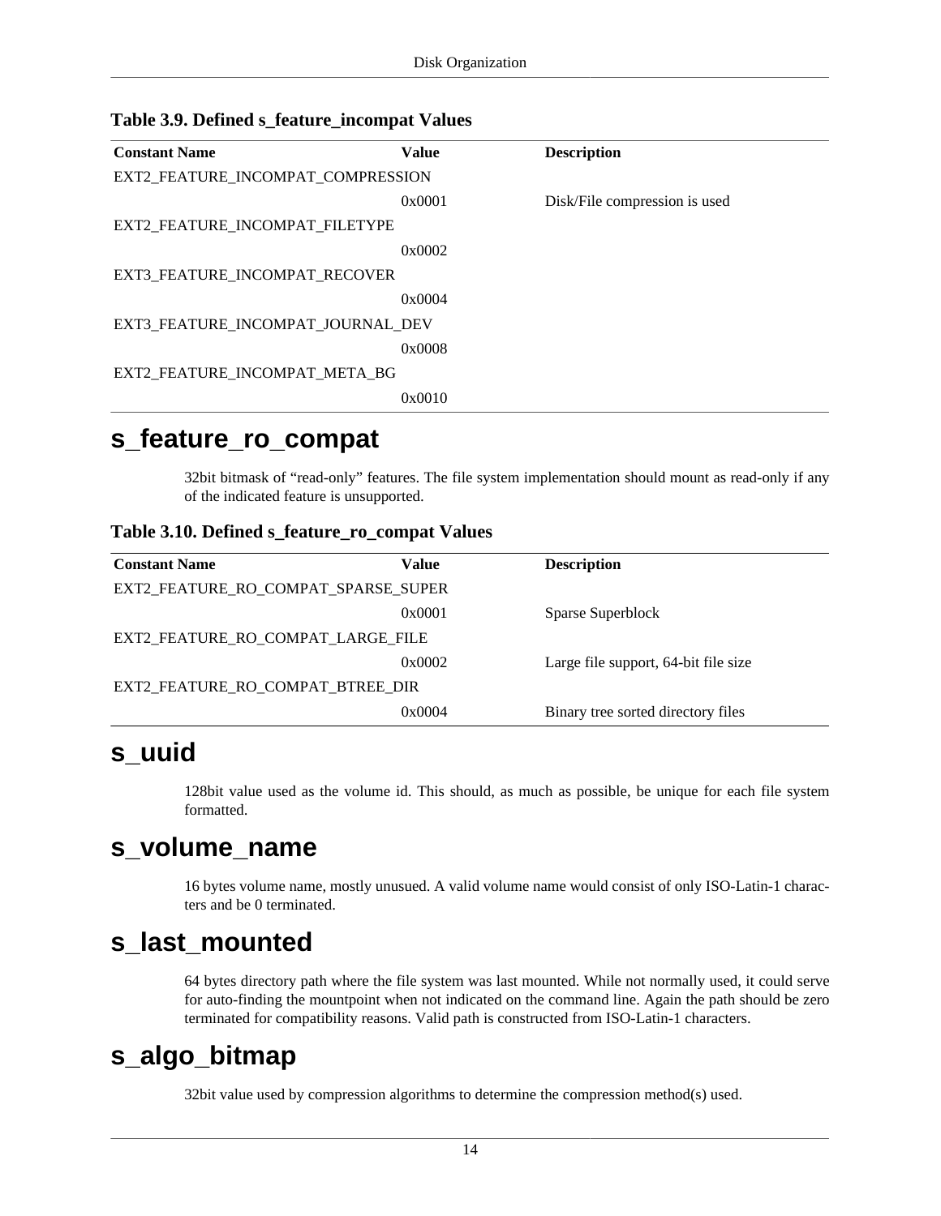**Table 3.9. Defined s_feature_incompat Values**

| Constant Name | Value | Description |
|---|---|---|
| EXT2_FEATURE_INCOMPAT_COMPRESSION | 0x0001 | Disk/File compression is used |
| EXT2_FEATURE_INCOMPAT_FILETYPE | 0x0002 | |
| EXT3_FEATURE_INCOMPAT_RECOVER | 0x0004 | |
| EXT3_FEATURE_INCOMPAT_JOURNAL_DEV | 0x0008 | |
| EXT2_FEATURE_INCOMPAT_META_BG | 0x0010 | |

## s_feature_ro_compat

32bit bitmask of "read-only" features. The file system implementation should mount as read-only if any of the indicated feature is unsupported.

**Table 3.10. Defined s_feature_ro_compat Values**

| Constant Name | Value | Description |
|---|---|---|
| EXT2_FEATURE_RO_COMPAT_SPARSE_SUPER | 0x0001 | Sparse Superblock |
| EXT2_FEATURE_RO_COMPAT_LARGE_FILE | 0x0002 | Large file support, 64-bit file size |
| EXT2_FEATURE_RO_COMPAT_BTREE_DIR | 0x0004 | Binary tree sorted directory files |

## s_uuid

128bit value used as the volume id. This should, as much as possible, be unique for each file system formatted.

## s_volume_name

16 bytes volume name, mostly unusued. A valid volume name would consist of only ISO-Latin-1 characters and be 0 terminated.

## s_last_mounted

64 bytes directory path where the file system was last mounted. While not normally used, it could serve for auto-finding the mountpoint when not indicated on the command line. Again the path should be zero terminated for compatibility reasons. Valid path is constructed from ISO-Latin-1 characters.

## s_algo_bitmap

32bit value used by compression algorithms to determine the compression method(s) used.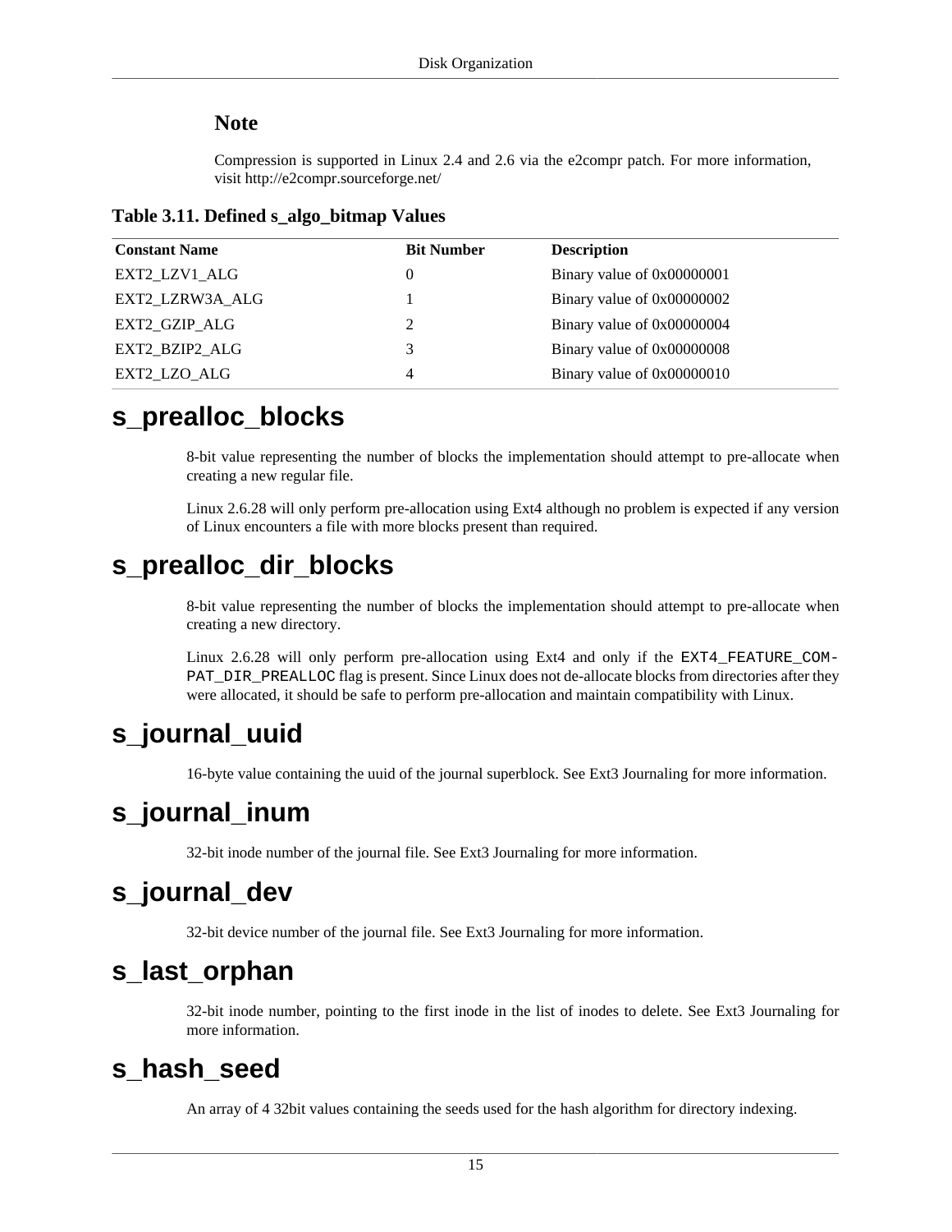**Note**

Compression is supported in Linux 2.4 and 2.6 via the e2compr patch. For more information, visit http://e2compr.sourceforge.net/

**Table 3.11. Defined s_algo_bitmap Values**

| Constant Name | Bit Number | Description |
|---|---|---|
| EXT2_LZV1_ALG | 0 | Binary value of 0x00000001 |
| EXT2_LZRW3A_ALG | 1 | Binary value of 0x00000002 |
| EXT2_GZIP_ALG | 2 | Binary value of 0x00000004 |
| EXT2_BZIP2_ALG | 3 | Binary value of 0x00000008 |
| EXT2_LZO_ALG | 4 | Binary value of 0x00000010 |

# s_prealloc_blocks

8-bit value representing the number of blocks the implementation should attempt to pre-allocate when creating a new regular file.

Linux 2.6.28 will only perform pre-allocation using Ext4 although no problem is expected if any version of Linux encounters a file with more blocks present than required.

# s_prealloc_dir_blocks

8-bit value representing the number of blocks the implementation should attempt to pre-allocate when creating a new directory.

Linux 2.6.28 will only perform pre-allocation using Ext4 and only if the `EXT4_FEATURE_COMPAT_DIR_PREALLOC` flag is present. Since Linux does not de-allocate blocks from directories after they were allocated, it should be safe to perform pre-allocation and maintain compatibility with Linux.

# s_journal_uuid

16-byte value containing the uuid of the journal superblock. See Ext3 Journaling for more information.

# s_journal_inum

32-bit inode number of the journal file. See Ext3 Journaling for more information.

# s_journal_dev

32-bit device number of the journal file. See Ext3 Journaling for more information.

# s_last_orphan

32-bit inode number, pointing to the first inode in the list of inodes to delete. See Ext3 Journaling for more information.

# s_hash_seed

An array of 4 32bit values containing the seeds used for the hash algorithm for directory indexing.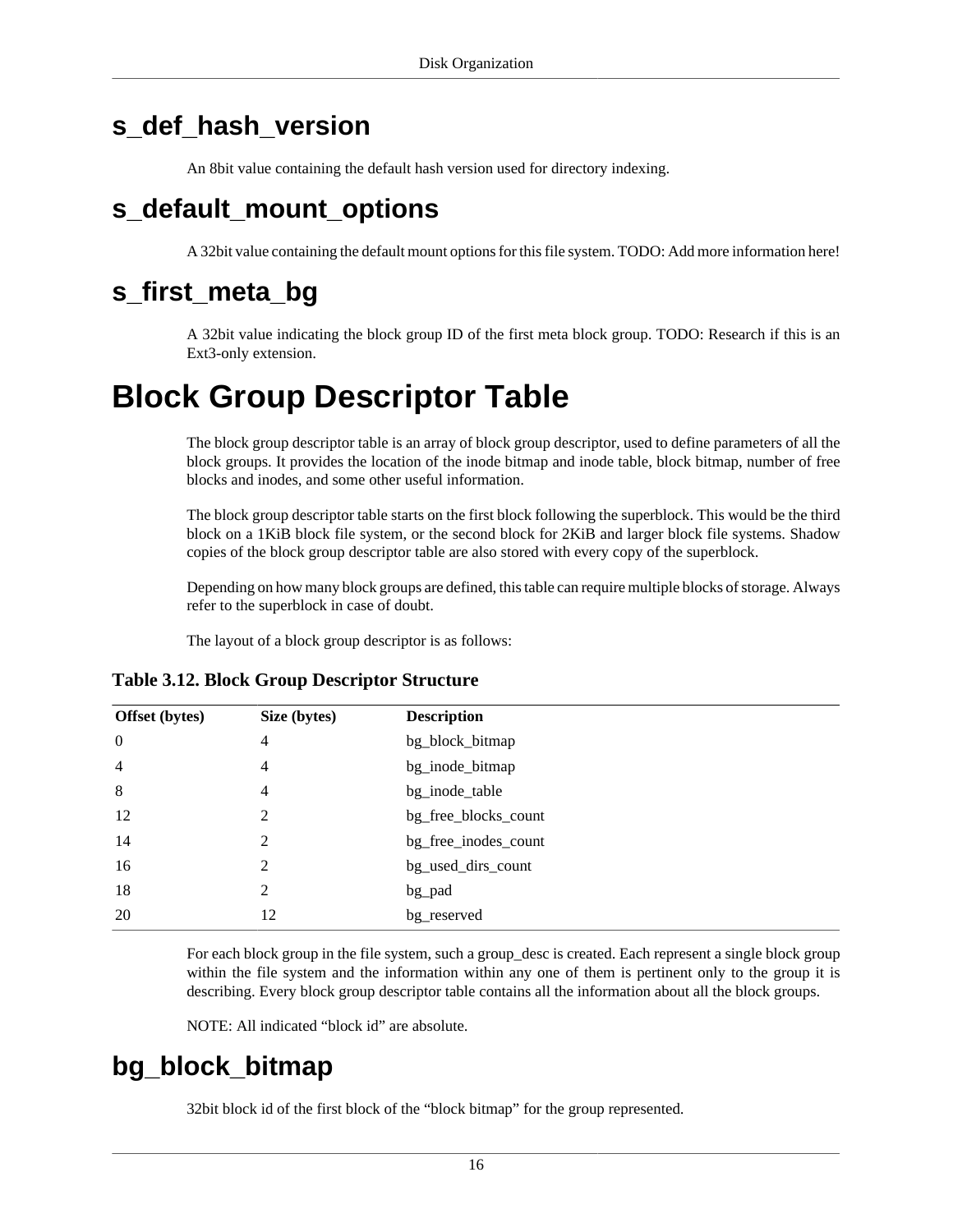## s_def_hash_version

An 8bit value containing the default hash version used for directory indexing.

## s_default_mount_options

A 32bit value containing the default mount options for this file system. TODO: Add more information here!

## s_first_meta_bg

A 32bit value indicating the block group ID of the first meta block group. TODO: Research if this is an Ext3-only extension.

# Block Group Descriptor Table

The block group descriptor table is an array of block group descriptor, used to define parameters of all the block groups. It provides the location of the inode bitmap and inode table, block bitmap, number of free blocks and inodes, and some other useful information.

The block group descriptor table starts on the first block following the superblock. This would be the third block on a 1KiB block file system, or the second block for 2KiB and larger block file systems. Shadow copies of the block group descriptor table are also stored with every copy of the superblock.

Depending on how many block groups are defined, this table can require multiple blocks of storage. Always refer to the superblock in case of doubt.

The layout of a block group descriptor is as follows:

**Table 3.12. Block Group Descriptor Structure**

| Offset (bytes) | Size (bytes) | Description |
|---|---|---|
| 0 | 4 | bg_block_bitmap |
| 4 | 4 | bg_inode_bitmap |
| 8 | 4 | bg_inode_table |
| 12 | 2 | bg_free_blocks_count |
| 14 | 2 | bg_free_inodes_count |
| 16 | 2 | bg_used_dirs_count |
| 18 | 2 | bg_pad |
| 20 | 12 | bg_reserved |

For each block group in the file system, such a group_desc is created. Each represent a single block group within the file system and the information within any one of them is pertinent only to the group it is describing. Every block group descriptor table contains all the information about all the block groups.

NOTE: All indicated “block id” are absolute.

## bg_block_bitmap

32bit block id of the first block of the “block bitmap” for the group represented.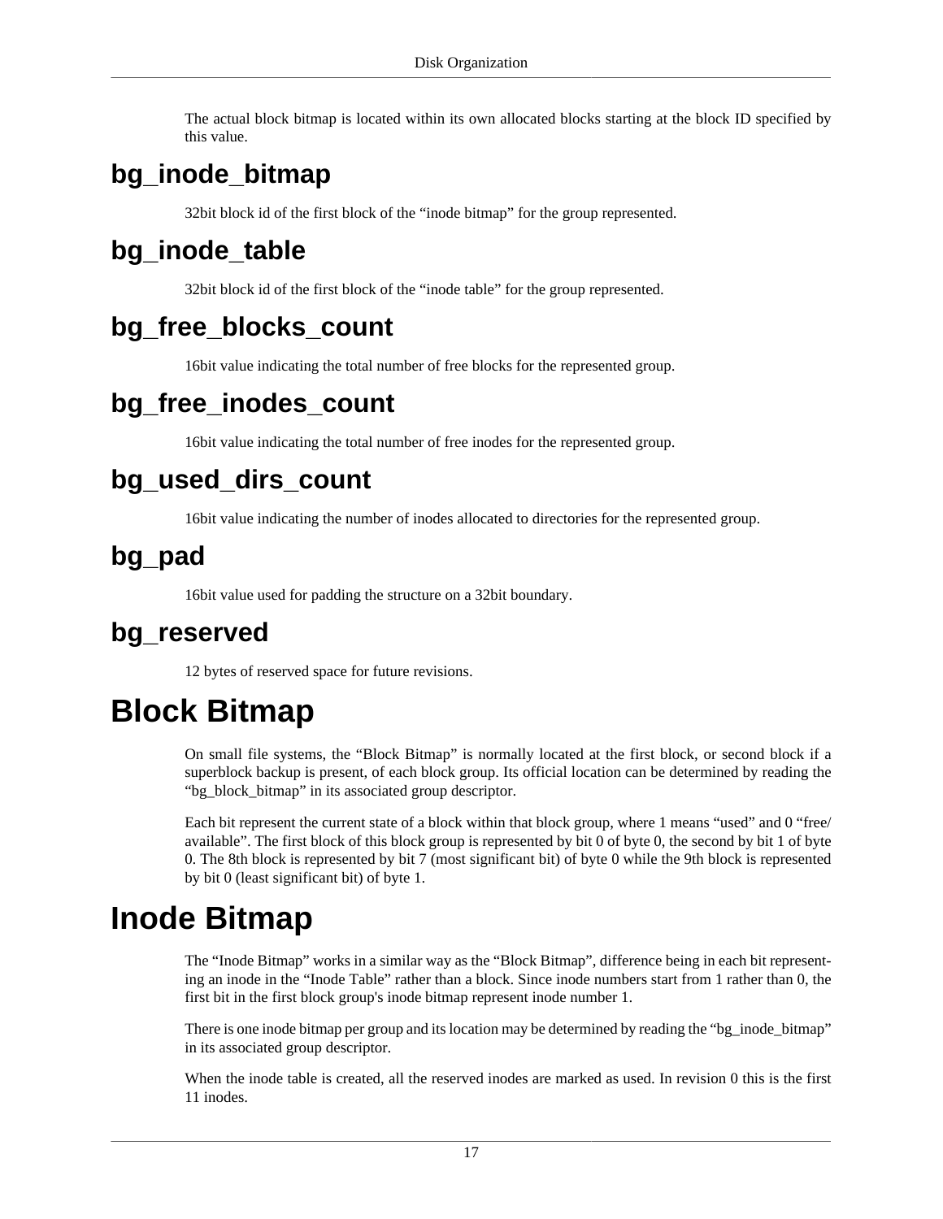The actual block bitmap is located within its own allocated blocks starting at the block ID specified by this value.

## bg_inode_bitmap

32bit block id of the first block of the “inode bitmap” for the group represented.

## bg_inode_table

32bit block id of the first block of the “inode table” for the group represented.

## bg_free_blocks_count

16bit value indicating the total number of free blocks for the represented group.

## bg_free_inodes_count

16bit value indicating the total number of free inodes for the represented group.

## bg_used_dirs_count

16bit value indicating the number of inodes allocated to directories for the represented group.

## bg_pad

16bit value used for padding the structure on a 32bit boundary.

## bg_reserved

12 bytes of reserved space for future revisions.

# Block Bitmap

On small file systems, the “Block Bitmap” is normally located at the first block, or second block if a superblock backup is present, of each block group. Its official location can be determined by reading the “bg_block_bitmap” in its associated group descriptor.

Each bit represent the current state of a block within that block group, where 1 means “used” and 0 “free/available”. The first block of this block group is represented by bit 0 of byte 0, the second by bit 1 of byte 0. The 8th block is represented by bit 7 (most significant bit) of byte 0 while the 9th block is represented by bit 0 (least significant bit) of byte 1.

# Inode Bitmap

The “Inode Bitmap” works in a similar way as the “Block Bitmap”, difference being in each bit representing an inode in the “Inode Table” rather than a block. Since inode numbers start from 1 rather than 0, the first bit in the first block group's inode bitmap represent inode number 1.

There is one inode bitmap per group and its location may be determined by reading the “bg_inode_bitmap” in its associated group descriptor.

When the inode table is created, all the reserved inodes are marked as used. In revision 0 this is the first 11 inodes.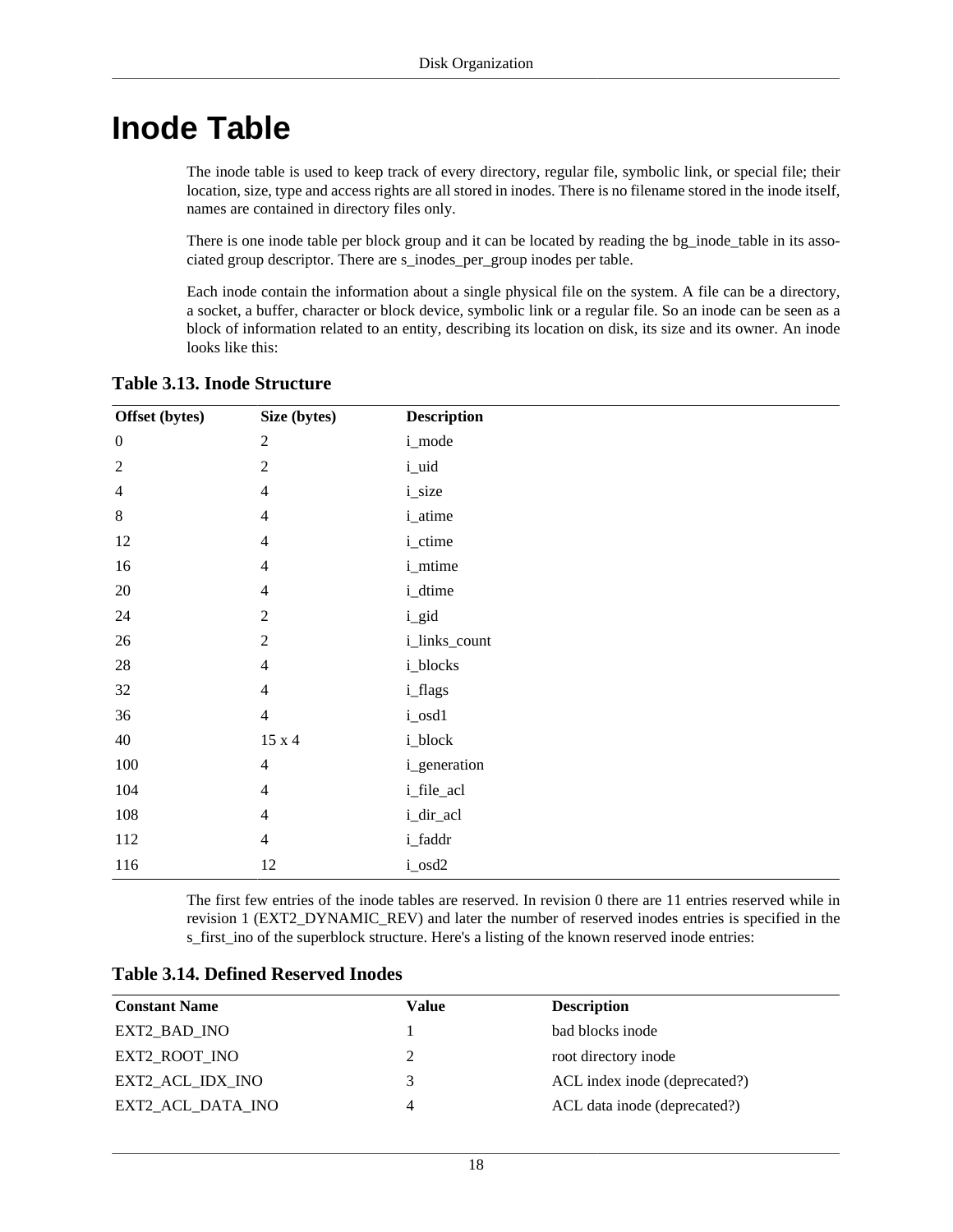# Inode Table

The inode table is used to keep track of every directory, regular file, symbolic link, or special file; their location, size, type and access rights are all stored in inodes. There is no filename stored in the inode itself, names are contained in directory files only.

There is one inode table per block group and it can be located by reading the bg_inode_table in its associated group descriptor. There are s_inodes_per_group inodes per table.

Each inode contain the information about a single physical file on the system. A file can be a directory, a socket, a buffer, character or block device, symbolic link or a regular file. So an inode can be seen as a block of information related to an entity, describing its location on disk, its size and its owner. An inode looks like this:

**Table 3.13. Inode Structure**

| Offset (bytes) | Size (bytes) | Description |
|---|---|---|
| 0 | 2 | i_mode |
| 2 | 2 | i_uid |
| 4 | 4 | i_size |
| 8 | 4 | i_atime |
| 12 | 4 | i_ctime |
| 16 | 4 | i_mtime |
| 20 | 4 | i_dtime |
| 24 | 2 | i_gid |
| 26 | 2 | i_links_count |
| 28 | 4 | i_blocks |
| 32 | 4 | i_flags |
| 36 | 4 | i_osd1 |
| 40 | 15 x 4 | i_block |
| 100 | 4 | i_generation |
| 104 | 4 | i_file_acl |
| 108 | 4 | i_dir_acl |
| 112 | 4 | i_faddr |
| 116 | 12 | i_osd2 |

The first few entries of the inode tables are reserved. In revision 0 there are 11 entries reserved while in revision 1 (EXT2_DYNAMIC_REV) and later the number of reserved inodes entries is specified in the s_first_ino of the superblock structure. Here's a listing of the known reserved inode entries:

**Table 3.14. Defined Reserved Inodes**

| Constant Name | Value | Description |
|---|---|---|
| EXT2_BAD_INO | 1 | bad blocks inode |
| EXT2_ROOT_INO | 2 | root directory inode |
| EXT2_ACL_IDX_INO | 3 | ACL index inode (deprecated?) |
| EXT2_ACL_DATA_INO | 4 | ACL data inode (deprecated?) |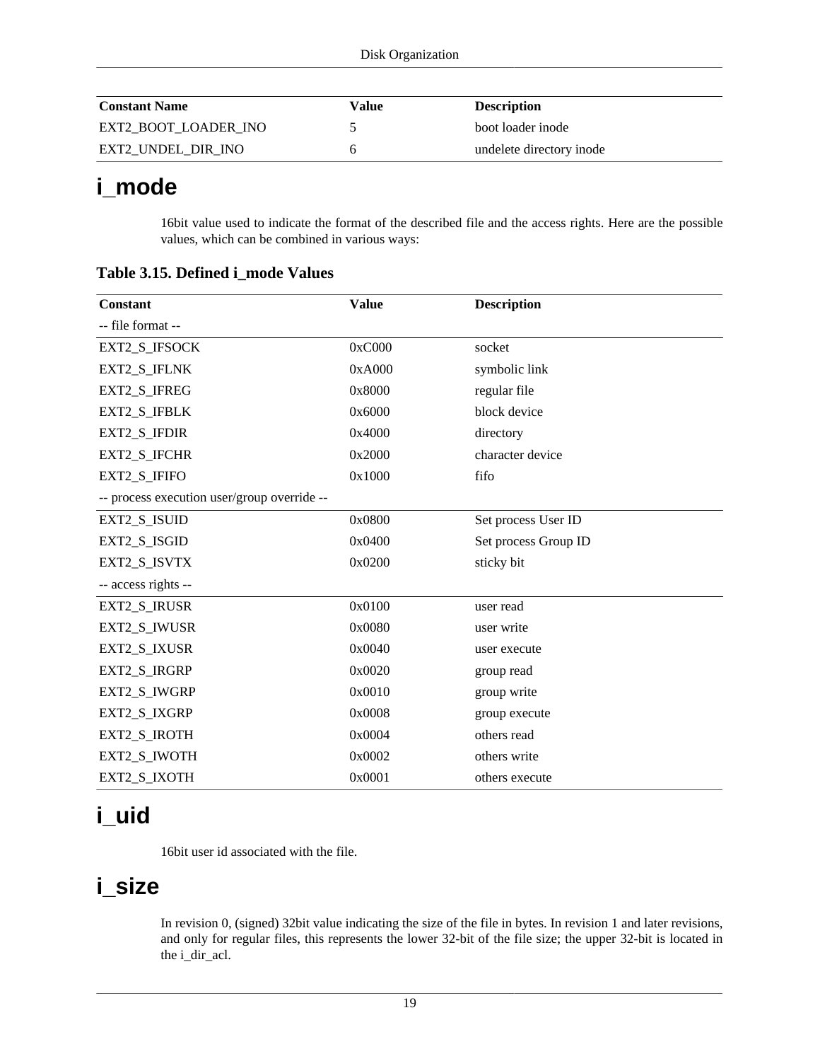| Constant Name | Value | Description |
|---|---|---|
| EXT2_BOOT_LOADER_INO | 5 | boot loader inode |
| EXT2_UNDEL_DIR_INO | 6 | undelete directory inode |

# i_mode

16bit value used to indicate the format of the described file and the access rights. Here are the possible values, which can be combined in various ways:

**Table 3.15. Defined i_mode Values**

| Constant | Value | Description |
|---|---|---|
| -- file format -- | | |
| EXT2_S_IFSOCK | 0xC000 | socket |
| EXT2_S_IFLNK | 0xA000 | symbolic link |
| EXT2_S_IFREG | 0x8000 | regular file |
| EXT2_S_IFBLK | 0x6000 | block device |
| EXT2_S_IFDIR | 0x4000 | directory |
| EXT2_S_IFCHR | 0x2000 | character device |
| EXT2_S_IFIFO | 0x1000 | fifo |
| -- process execution user/group override -- | | |
| EXT2_S_ISUID | 0x0800 | Set process User ID |
| EXT2_S_ISGID | 0x0400 | Set process Group ID |
| EXT2_S_ISVTX | 0x0200 | sticky bit |
| -- access rights -- | | |
| EXT2_S_IRUSR | 0x0100 | user read |
| EXT2_S_IWUSR | 0x0080 | user write |
| EXT2_S_IXUSR | 0x0040 | user execute |
| EXT2_S_IRGRP | 0x0020 | group read |
| EXT2_S_IWGRP | 0x0010 | group write |
| EXT2_S_IXGRP | 0x0008 | group execute |
| EXT2_S_IROTH | 0x0004 | others read |
| EXT2_S_IWOTH | 0x0002 | others write |
| EXT2_S_IXOTH | 0x0001 | others execute |

# i_uid

16bit user id associated with the file.

# i_size

In revision 0, (signed) 32bit value indicating the size of the file in bytes. In revision 1 and later revisions, and only for regular files, this represents the lower 32-bit of the file size; the upper 32-bit is located in the i_dir_acl.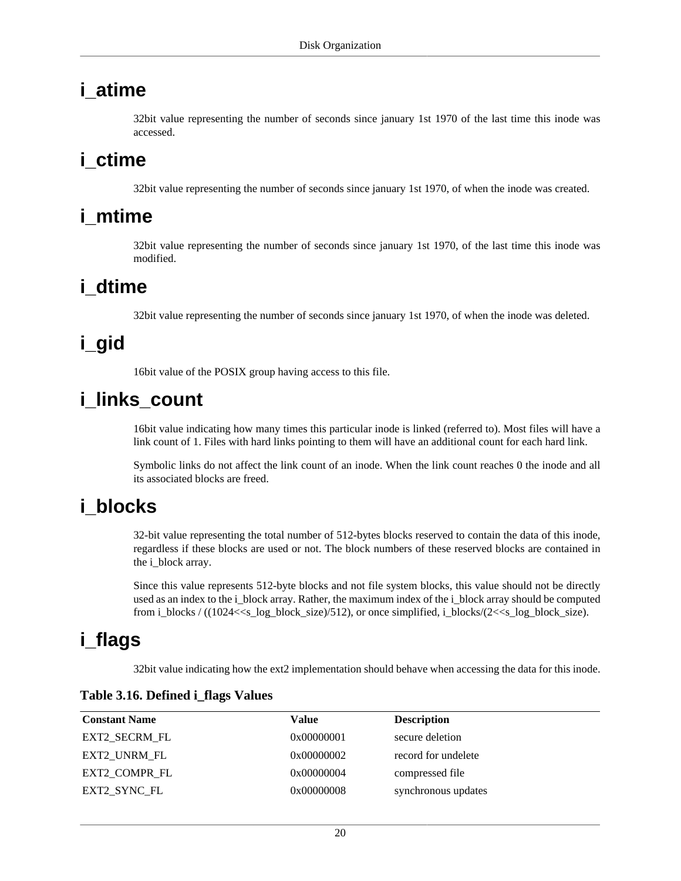## i_atime

32bit value representing the number of seconds since january 1st 1970 of the last time this inode was accessed.

## i_ctime

32bit value representing the number of seconds since january 1st 1970, of when the inode was created.

## i_mtime

32bit value representing the number of seconds since january 1st 1970, of the last time this inode was modified.

## i_dtime

32bit value representing the number of seconds since january 1st 1970, of when the inode was deleted.

## i_gid

16bit value of the POSIX group having access to this file.

## i_links_count

16bit value indicating how many times this particular inode is linked (referred to). Most files will have a link count of 1. Files with hard links pointing to them will have an additional count for each hard link.

Symbolic links do not affect the link count of an inode. When the link count reaches 0 the inode and all its associated blocks are freed.

## i_blocks

32-bit value representing the total number of 512-bytes blocks reserved to contain the data of this inode, regardless if these blocks are used or not. The block numbers of these reserved blocks are contained in the i_block array.

Since this value represents 512-byte blocks and not file system blocks, this value should not be directly used as an index to the i_block array. Rather, the maximum index of the i_block array should be computed from i_blocks / ((1024<<s_log_block_size)/512), or once simplified, i_blocks/(2<<s_log_block_size).

## i_flags

32bit value indicating how the ext2 implementation should behave when accessing the data for this inode.

**Table 3.16. Defined i_flags Values**

| Constant Name | Value | Description |
|---|---|---|
| EXT2_SECRM_FL | 0x00000001 | secure deletion |
| EXT2_UNRM_FL | 0x00000002 | record for undelete |
| EXT2_COMPR_FL | 0x00000004 | compressed file |
| EXT2_SYNC_FL | 0x00000008 | synchronous updates |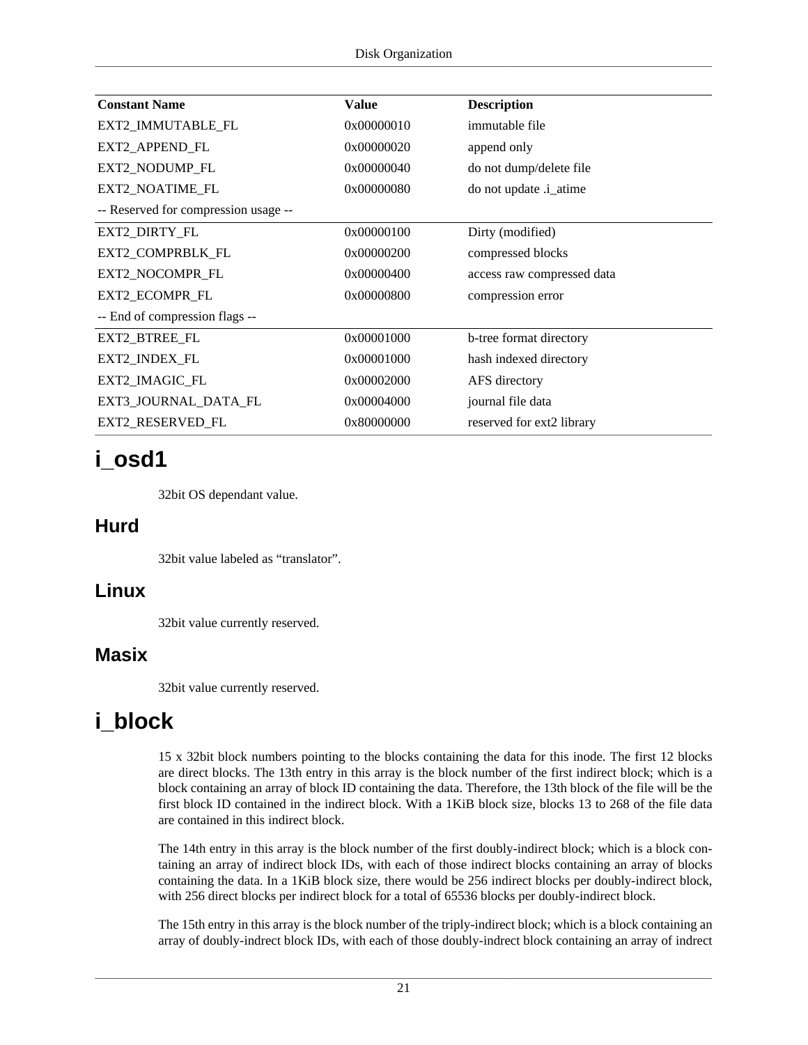| Constant Name | Value | Description |
| --- | --- | --- |
| EXT2_IMMUTABLE_FL | 0x00000010 | immutable file |
| EXT2_APPEND_FL | 0x00000020 | append only |
| EXT2_NODUMP_FL | 0x00000040 | do not dump/delete file |
| EXT2_NOATIME_FL | 0x00000080 | do not update .i_atime |
| -- Reserved for compression usage -- | | |
| EXT2_DIRTY_FL | 0x00000100 | Dirty (modified) |
| EXT2_COMPRBLK_FL | 0x00000200 | compressed blocks |
| EXT2_NOCOMPR_FL | 0x00000400 | access raw compressed data |
| EXT2_ECOMPR_FL | 0x00000800 | compression error |
| -- End of compression flags -- | | |
| EXT2_BTREE_FL | 0x00001000 | b-tree format directory |
| EXT2_INDEX_FL | 0x00001000 | hash indexed directory |
| EXT2_IMAGIC_FL | 0x00002000 | AFS directory |
| EXT3_JOURNAL_DATA_FL | 0x00004000 | journal file data |
| EXT2_RESERVED_FL | 0x80000000 | reserved for ext2 library |

# i_osd1

32bit OS dependant value.

## Hurd

32bit value labeled as "translator".

## Linux

32bit value currently reserved.

## Masix

32bit value currently reserved.

# i_block

15 x 32bit block numbers pointing to the blocks containing the data for this inode. The first 12 blocks are direct blocks. The 13th entry in this array is the block number of the first indirect block; which is a block containing an array of block ID containing the data. Therefore, the 13th block of the file will be the first block ID contained in the indirect block. With a 1KiB block size, blocks 13 to 268 of the file data are contained in this indirect block.

The 14th entry in this array is the block number of the first doubly-indirect block; which is a block containing an array of indirect block IDs, with each of those indirect blocks containing an array of blocks containing the data. In a 1KiB block size, there would be 256 indirect blocks per doubly-indirect block, with 256 direct blocks per indirect block for a total of 65536 blocks per doubly-indirect block.

The 15th entry in this array is the block number of the triply-indirect block; which is a block containing an array of doubly-indrect block IDs, with each of those doubly-indrect block containing an array of indrect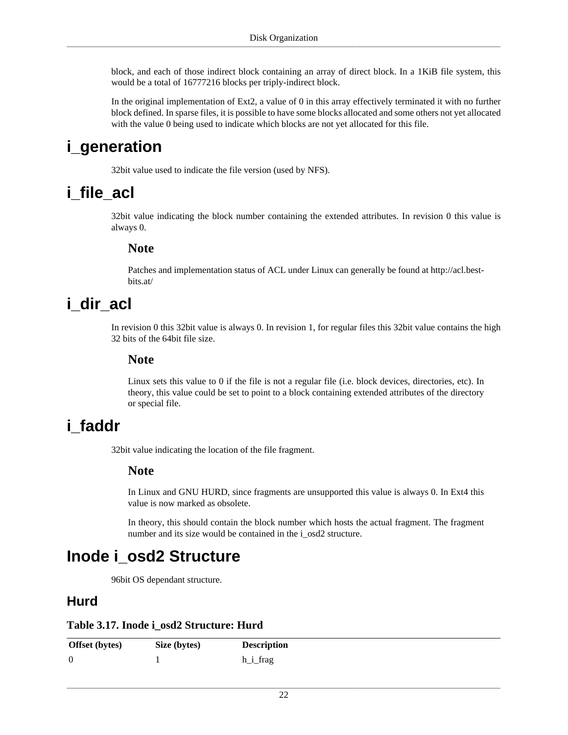block, and each of those indirect block containing an array of direct block. In a 1KiB file system, this would be a total of 16777216 blocks per triply-indirect block.

In the original implementation of Ext2, a value of 0 in this array effectively terminated it with no further block defined. In sparse files, it is possible to have some blocks allocated and some others not yet allocated with the value 0 being used to indicate which blocks are not yet allocated for this file.

# i_generation

32bit value used to indicate the file version (used by NFS).

# i_file_acl

32bit value indicating the block number containing the extended attributes. In revision 0 this value is always 0.

### Note

Patches and implementation status of ACL under Linux can generally be found at http://acl.bestbits.at/

# i_dir_acl

In revision 0 this 32bit value is always 0. In revision 1, for regular files this 32bit value contains the high 32 bits of the 64bit file size.

### Note

Linux sets this value to 0 if the file is not a regular file (i.e. block devices, directories, etc). In theory, this value could be set to point to a block containing extended attributes of the directory or special file.

# i_faddr

32bit value indicating the location of the file fragment.

### Note

In Linux and GNU HURD, since fragments are unsupported this value is always 0. In Ext4 this value is now marked as obsolete.

In theory, this should contain the block number which hosts the actual fragment. The fragment number and its size would be contained in the i_osd2 structure.

# Inode i_osd2 Structure

96bit OS dependant structure.

## Hurd

**Table 3.17. Inode i_osd2 Structure: Hurd**

| Offset (bytes) | Size (bytes) | Description |
|---|---|---|
| 0 | 1 | h_i_frag |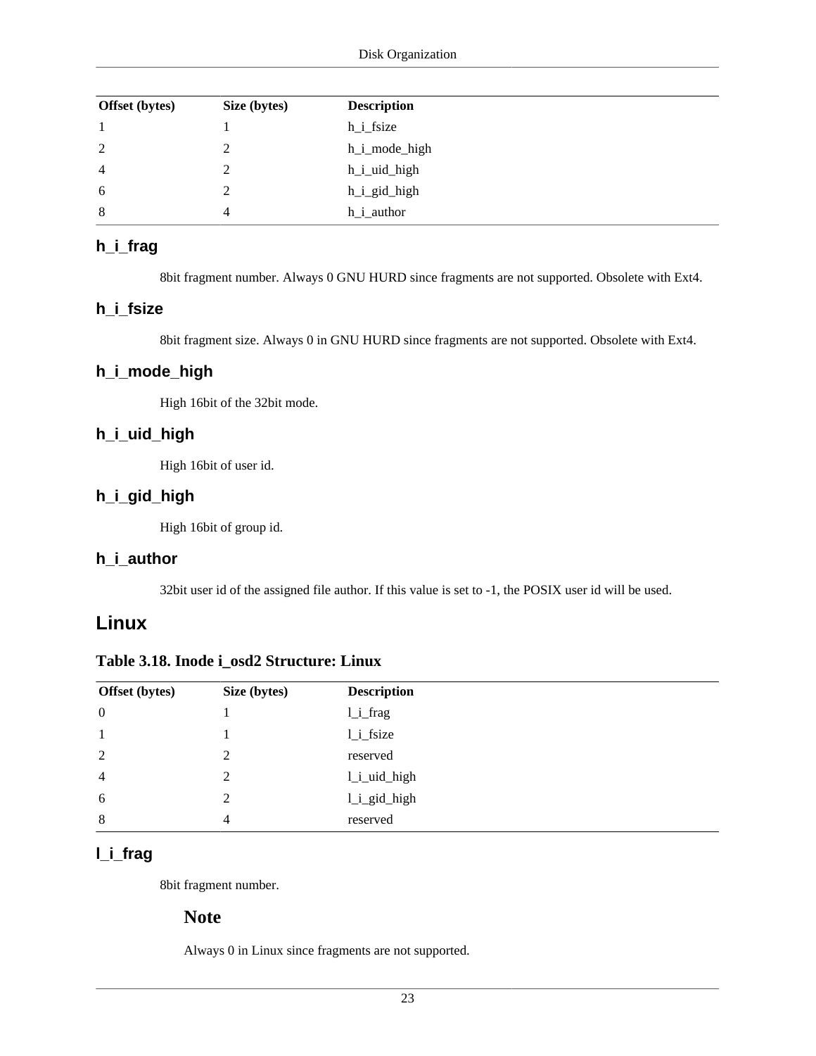| Offset (bytes) | Size (bytes) | Description |
|---|---|---|
| 1 | 1 | h_i_fsize |
| 2 | 2 | h_i_mode_high |
| 4 | 2 | h_i_uid_high |
| 6 | 2 | h_i_gid_high |
| 8 | 4 | h_i_author |

### h_i_frag

8bit fragment number. Always 0 GNU HURD since fragments are not supported. Obsolete with Ext4.

### h_i_fsize

8bit fragment size. Always 0 in GNU HURD since fragments are not supported. Obsolete with Ext4.

### h_i_mode_high

High 16bit of the 32bit mode.

### h_i_uid_high

High 16bit of user id.

### h_i_gid_high

High 16bit of group id.

### h_i_author

32bit user id of the assigned file author. If this value is set to -1, the POSIX user id will be used.

## Linux

**Table 3.18. Inode i_osd2 Structure: Linux**

| Offset (bytes) | Size (bytes) | Description |
|---|---|---|
| 0 | 1 | l_i_frag |
| 1 | 1 | l_i_fsize |
| 2 | 2 | reserved |
| 4 | 2 | l_i_uid_high |
| 6 | 2 | l_i_gid_high |
| 8 | 4 | reserved |

### l_i_frag

8bit fragment number.

> **Note**
>
> Always 0 in Linux since fragments are not supported.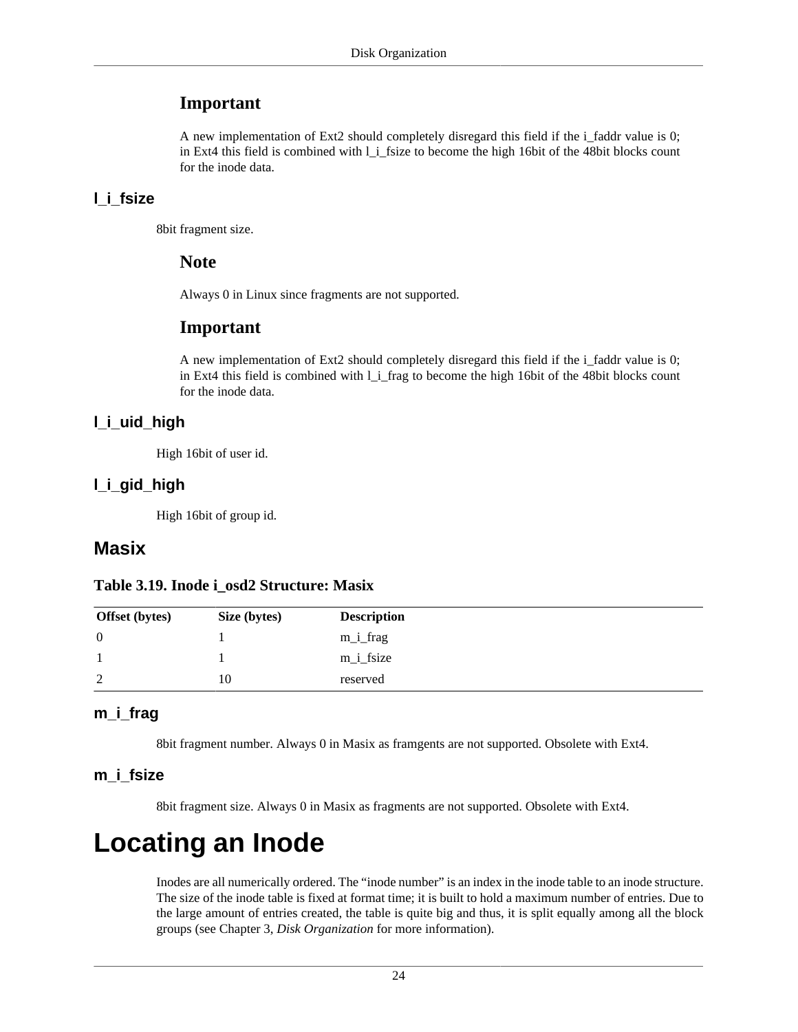### Important

A new implementation of Ext2 should completely disregard this field if the i_faddr value is 0; in Ext4 this field is combined with l_i_fsize to become the high 16bit of the 48bit blocks count for the inode data.

#### l_i_fsize

8bit fragment size.

### Note

Always 0 in Linux since fragments are not supported.

### Important

A new implementation of Ext2 should completely disregard this field if the i_faddr value is 0; in Ext4 this field is combined with l_i_frag to become the high 16bit of the 48bit blocks count for the inode data.

#### l_i_uid_high

High 16bit of user id.

#### l_i_gid_high

High 16bit of group id.

## Masix

**Table 3.19. Inode i_osd2 Structure: Masix**

| Offset (bytes) | Size (bytes) | Description |
|---|---|---|
| 0 | 1 | m_i_frag |
| 1 | 1 | m_i_fsize |
| 2 | 10 | reserved |

#### m_i_frag

8bit fragment number. Always 0 in Masix as framgents are not supported. Obsolete with Ext4.

#### m_i_fsize

8bit fragment size. Always 0 in Masix as fragments are not supported. Obsolete with Ext4.

# Locating an Inode

Inodes are all numerically ordered. The "inode number" is an index in the inode table to an inode structure. The size of the inode table is fixed at format time; it is built to hold a maximum number of entries. Due to the large amount of entries created, the table is quite big and thus, it is split equally among all the block groups (see Chapter 3, *Disk Organization* for more information).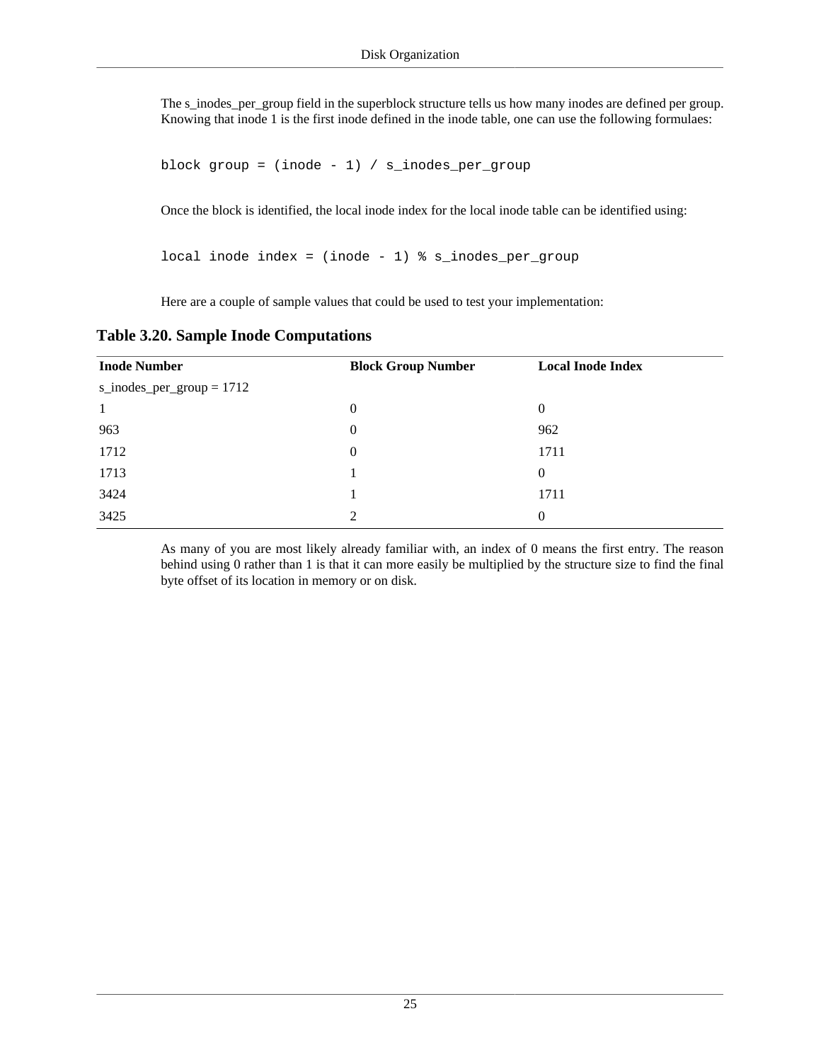The s_inodes_per_group field in the superblock structure tells us how many inodes are defined per group. Knowing that inode 1 is the first inode defined in the inode table, one can use the following formulaes:

```
block group = (inode - 1) / s_inodes_per_group
```

Once the block is identified, the local inode index for the local inode table can be identified using:

```
local inode index = (inode - 1) % s_inodes_per_group
```

Here are a couple of sample values that could be used to test your implementation:

**Table 3.20. Sample Inode Computations**

| Inode Number | Block Group Number | Local Inode Index |
|---|---|---|
| s_inodes_per_group = 1712 | | |
| 1 | 0 | 0 |
| 963 | 0 | 962 |
| 1712 | 0 | 1711 |
| 1713 | 1 | 0 |
| 3424 | 1 | 1711 |
| 3425 | 2 | 0 |

As many of you are most likely already familiar with, an index of 0 means the first entry. The reason behind using 0 rather than 1 is that it can more easily be multiplied by the structure size to find the final byte offset of its location in memory or on disk.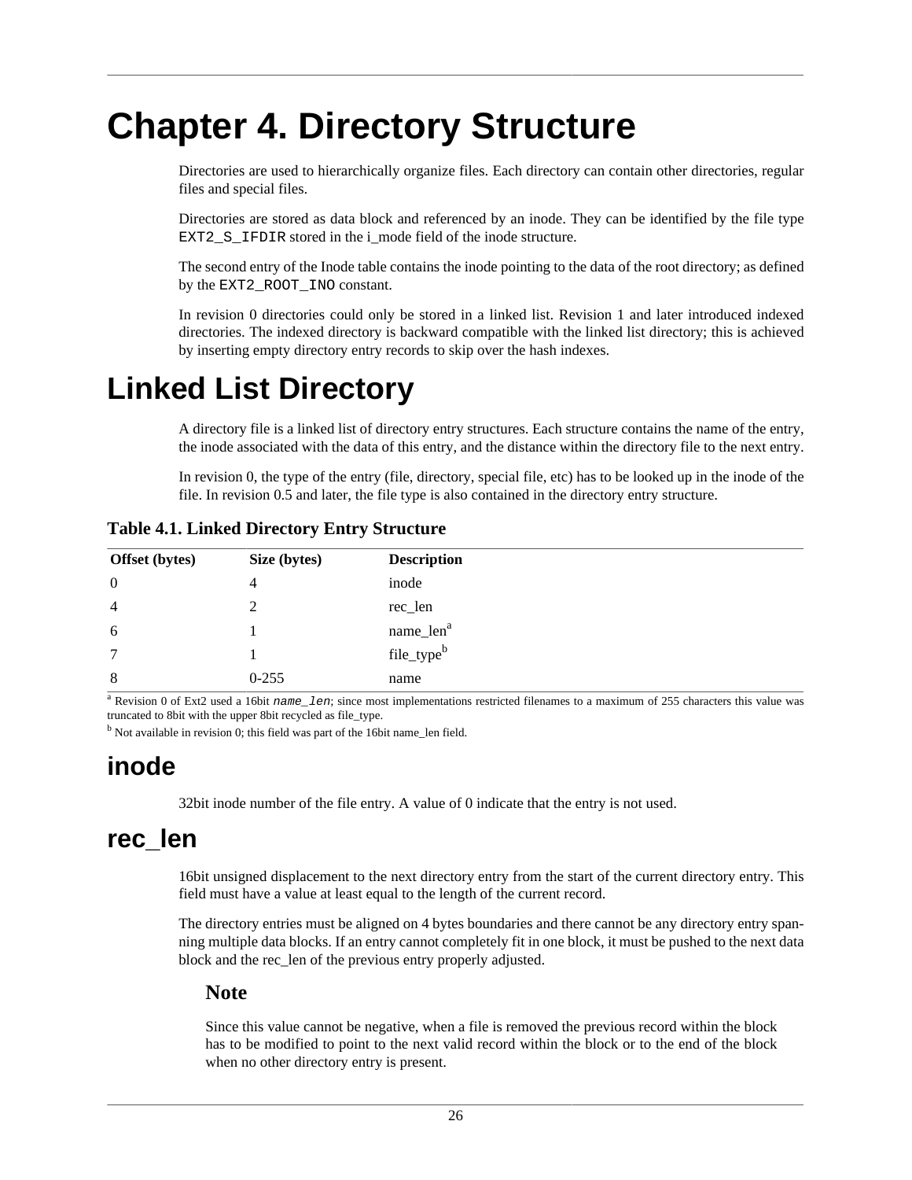# Chapter 4. Directory Structure

Directories are used to hierarchically organize files. Each directory can contain other directories, regular files and special files.

Directories are stored as data block and referenced by an inode. They can be identified by the file type `EXT2_S_IFDIR` stored in the i_mode field of the inode structure.

The second entry of the Inode table contains the inode pointing to the data of the root directory; as defined by the `EXT2_ROOT_INO` constant.

In revision 0 directories could only be stored in a linked list. Revision 1 and later introduced indexed directories. The indexed directory is backward compatible with the linked list directory; this is achieved by inserting empty directory entry records to skip over the hash indexes.

# Linked List Directory

A directory file is a linked list of directory entry structures. Each structure contains the name of the entry, the inode associated with the data of this entry, and the distance within the directory file to the next entry.

In revision 0, the type of the entry (file, directory, special file, etc) has to be looked up in the inode of the file. In revision 0.5 and later, the file type is also contained in the directory entry structure.

**Table 4.1. Linked Directory Entry Structure**

| Offset (bytes) | Size (bytes) | Description |
|---|---|---|
| 0 | 4 | inode |
| 4 | 2 | rec_len |
| 6 | 1 | name_len[a] |
| 7 | 1 | file_type[b] |
| 8 | 0-255 | name |

[a] Revision 0 of Ext2 used a 16bit *name_len*; since most implementations restricted filenames to a maximum of 255 characters this value was truncated to 8bit with the upper 8bit recycled as file_type.

[b] Not available in revision 0; this field was part of the 16bit name_len field.

## inode

32bit inode number of the file entry. A value of 0 indicate that the entry is not used.

## rec_len

16bit unsigned displacement to the next directory entry from the start of the current directory entry. This field must have a value at least equal to the length of the current record.

The directory entries must be aligned on 4 bytes boundaries and there cannot be any directory entry spanning multiple data blocks. If an entry cannot completely fit in one block, it must be pushed to the next data block and the rec_len of the previous entry properly adjusted.

### Note

Since this value cannot be negative, when a file is removed the previous record within the block has to be modified to point to the next valid record within the block or to the end of the block when no other directory entry is present.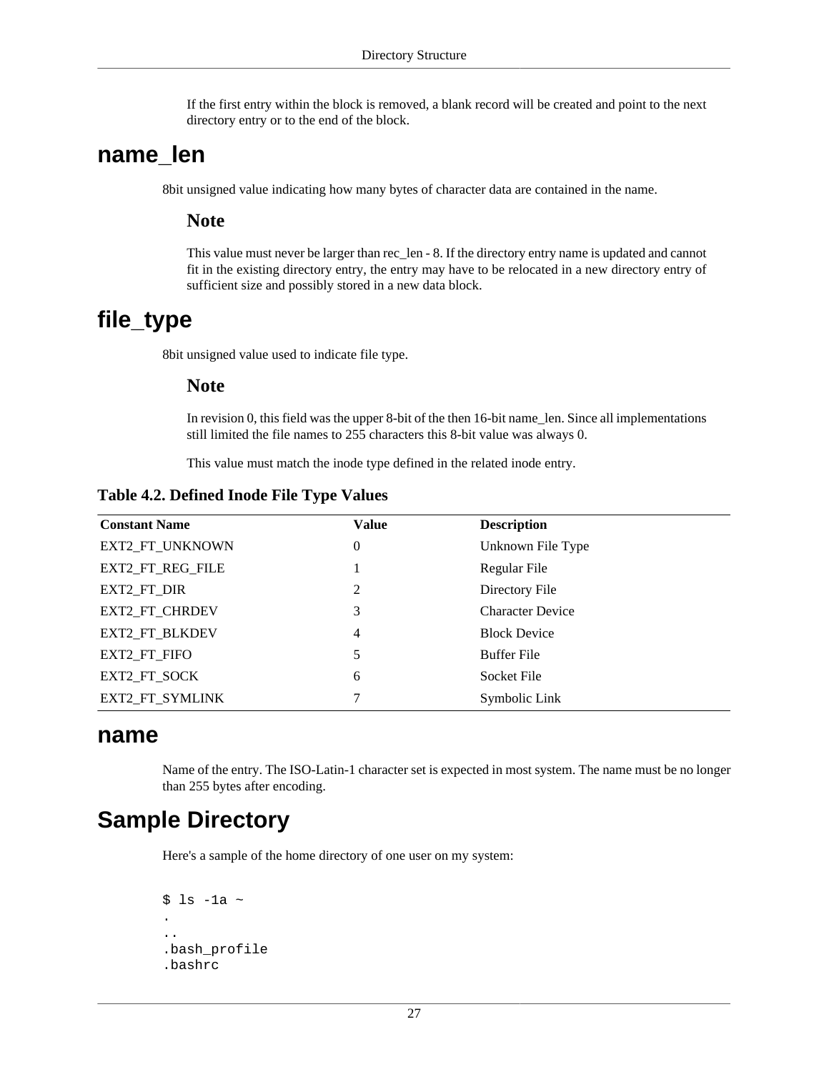If the first entry within the block is removed, a blank record will be created and point to the next directory entry or to the end of the block.

## name_len

8bit unsigned value indicating how many bytes of character data are contained in the name.

### Note

This value must never be larger than rec_len - 8. If the directory entry name is updated and cannot fit in the existing directory entry, the entry may have to be relocated in a new directory entry of sufficient size and possibly stored in a new data block.

## file_type

8bit unsigned value used to indicate file type.

### Note

In revision 0, this field was the upper 8-bit of the then 16-bit name_len. Since all implementations still limited the file names to 255 characters this 8-bit value was always 0.

This value must match the inode type defined in the related inode entry.

**Table 4.2. Defined Inode File Type Values**

| Constant Name | Value | Description |
|---|---|---|
| EXT2_FT_UNKNOWN | 0 | Unknown File Type |
| EXT2_FT_REG_FILE | 1 | Regular File |
| EXT2_FT_DIR | 2 | Directory File |
| EXT2_FT_CHRDEV | 3 | Character Device |
| EXT2_FT_BLKDEV | 4 | Block Device |
| EXT2_FT_FIFO | 5 | Buffer File |
| EXT2_FT_SOCK | 6 | Socket File |
| EXT2_FT_SYMLINK | 7 | Symbolic Link |

## name

Name of the entry. The ISO-Latin-1 character set is expected in most system. The name must be no longer than 255 bytes after encoding.

## Sample Directory

Here's a sample of the home directory of one user on my system:

```
$ ls -1a ~
.
..
.bash_profile
.bashrc
```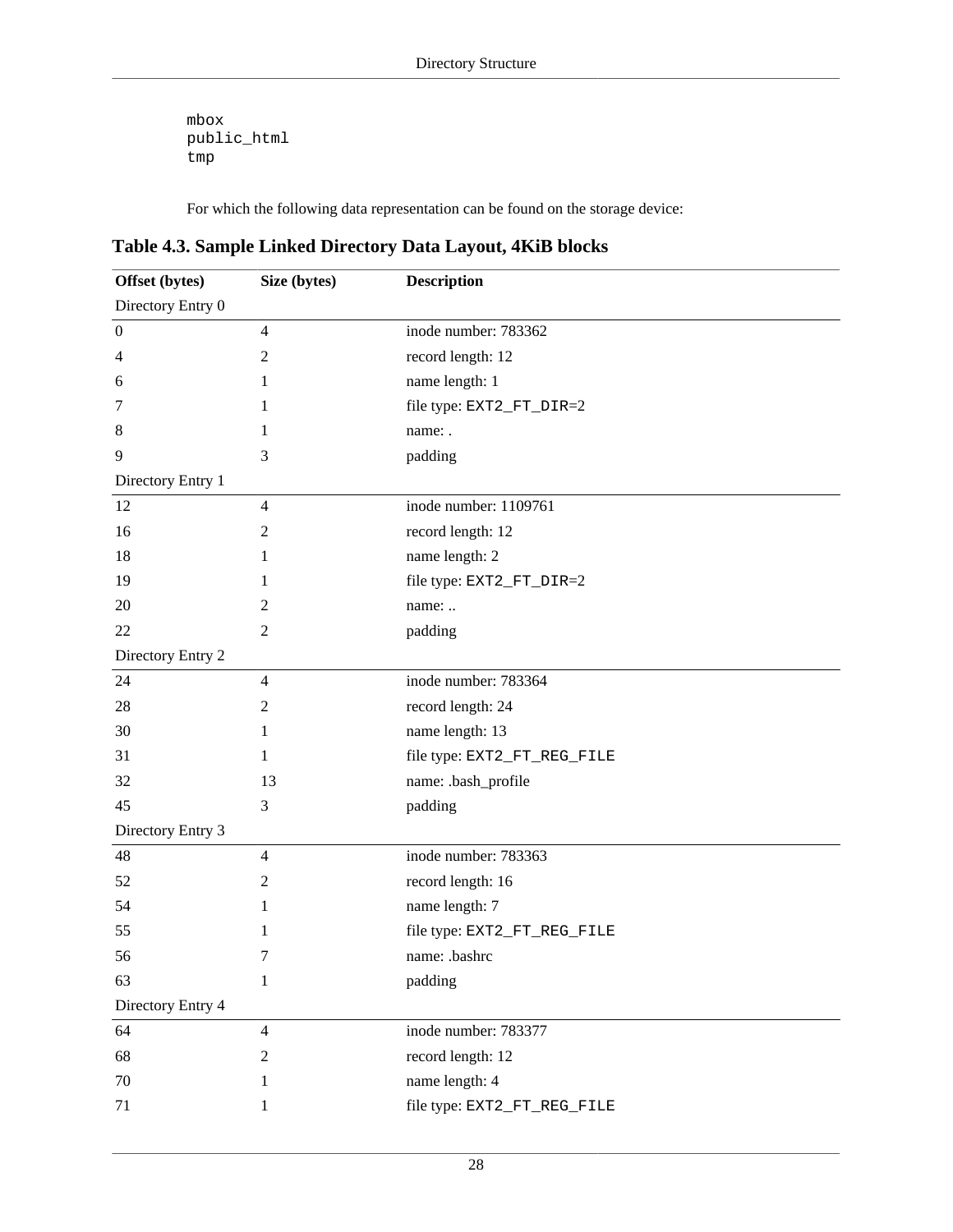```
mbox
public_html
tmp
```

For which the following data representation can be found on the storage device:

**Table 4.3. Sample Linked Directory Data Layout, 4KiB blocks**

| Offset (bytes) | Size (bytes) | Description |
|---|---|---|
| Directory Entry 0 | | |
| 0 | 4 | inode number: 783362 |
| 4 | 2 | record length: 12 |
| 6 | 1 | name length: 1 |
| 7 | 1 | file type: `EXT2_FT_DIR`=2 |
| 8 | 1 | name: . |
| 9 | 3 | padding |
| Directory Entry 1 | | |
| 12 | 4 | inode number: 1109761 |
| 16 | 2 | record length: 12 |
| 18 | 1 | name length: 2 |
| 19 | 1 | file type: `EXT2_FT_DIR`=2 |
| 20 | 2 | name: .. |
| 22 | 2 | padding |
| Directory Entry 2 | | |
| 24 | 4 | inode number: 783364 |
| 28 | 2 | record length: 24 |
| 30 | 1 | name length: 13 |
| 31 | 1 | file type: `EXT2_FT_REG_FILE` |
| 32 | 13 | name: .bash_profile |
| 45 | 3 | padding |
| Directory Entry 3 | | |
| 48 | 4 | inode number: 783363 |
| 52 | 2 | record length: 16 |
| 54 | 1 | name length: 7 |
| 55 | 1 | file type: `EXT2_FT_REG_FILE` |
| 56 | 7 | name: .bashrc |
| 63 | 1 | padding |
| Directory Entry 4 | | |
| 64 | 4 | inode number: 783377 |
| 68 | 2 | record length: 12 |
| 70 | 1 | name length: 4 |
| 71 | 1 | file type: `EXT2_FT_REG_FILE` |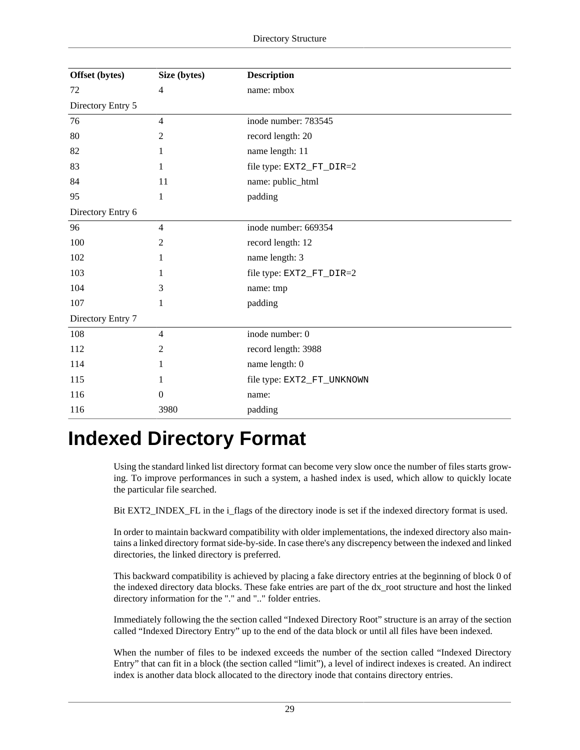| Offset (bytes) | Size (bytes) | Description |
|---|---|---|
| 72 | 4 | name: mbox |
| Directory Entry 5 | | |
| 76 | 4 | inode number: 783545 |
| 80 | 2 | record length: 20 |
| 82 | 1 | name length: 11 |
| 83 | 1 | file type: `EXT2_FT_DIR`=2 |
| 84 | 11 | name: public_html |
| 95 | 1 | padding |
| Directory Entry 6 | | |
| 96 | 4 | inode number: 669354 |
| 100 | 2 | record length: 12 |
| 102 | 1 | name length: 3 |
| 103 | 1 | file type: `EXT2_FT_DIR`=2 |
| 104 | 3 | name: tmp |
| 107 | 1 | padding |
| Directory Entry 7 | | |
| 108 | 4 | inode number: 0 |
| 112 | 2 | record length: 3988 |
| 114 | 1 | name length: 0 |
| 115 | 1 | file type: `EXT2_FT_UNKNOWN` |
| 116 | 0 | name: |
| 116 | 3980 | padding |

# Indexed Directory Format

Using the standard linked list directory format can become very slow once the number of files starts growing. To improve performances in such a system, a hashed index is used, which allow to quickly locate the particular file searched.

Bit EXT2_INDEX_FL in the i_flags of the directory inode is set if the indexed directory format is used.

In order to maintain backward compatibility with older implementations, the indexed directory also maintains a linked directory format side-by-side. In case there's any discrepency between the indexed and linked directories, the linked directory is preferred.

This backward compatibility is achieved by placing a fake directory entries at the beginning of block 0 of the indexed directory data blocks. These fake entries are part of the dx_root structure and host the linked directory information for the "." and ".." folder entries.

Immediately following the the section called “Indexed Directory Root” structure is an array of the section called “Indexed Directory Entry” up to the end of the data block or until all files have been indexed.

When the number of files to be indexed exceeds the number of the section called “Indexed Directory Entry” that can fit in a block (the section called “limit”), a level of indirect indexes is created. An indirect index is another data block allocated to the directory inode that contains directory entries.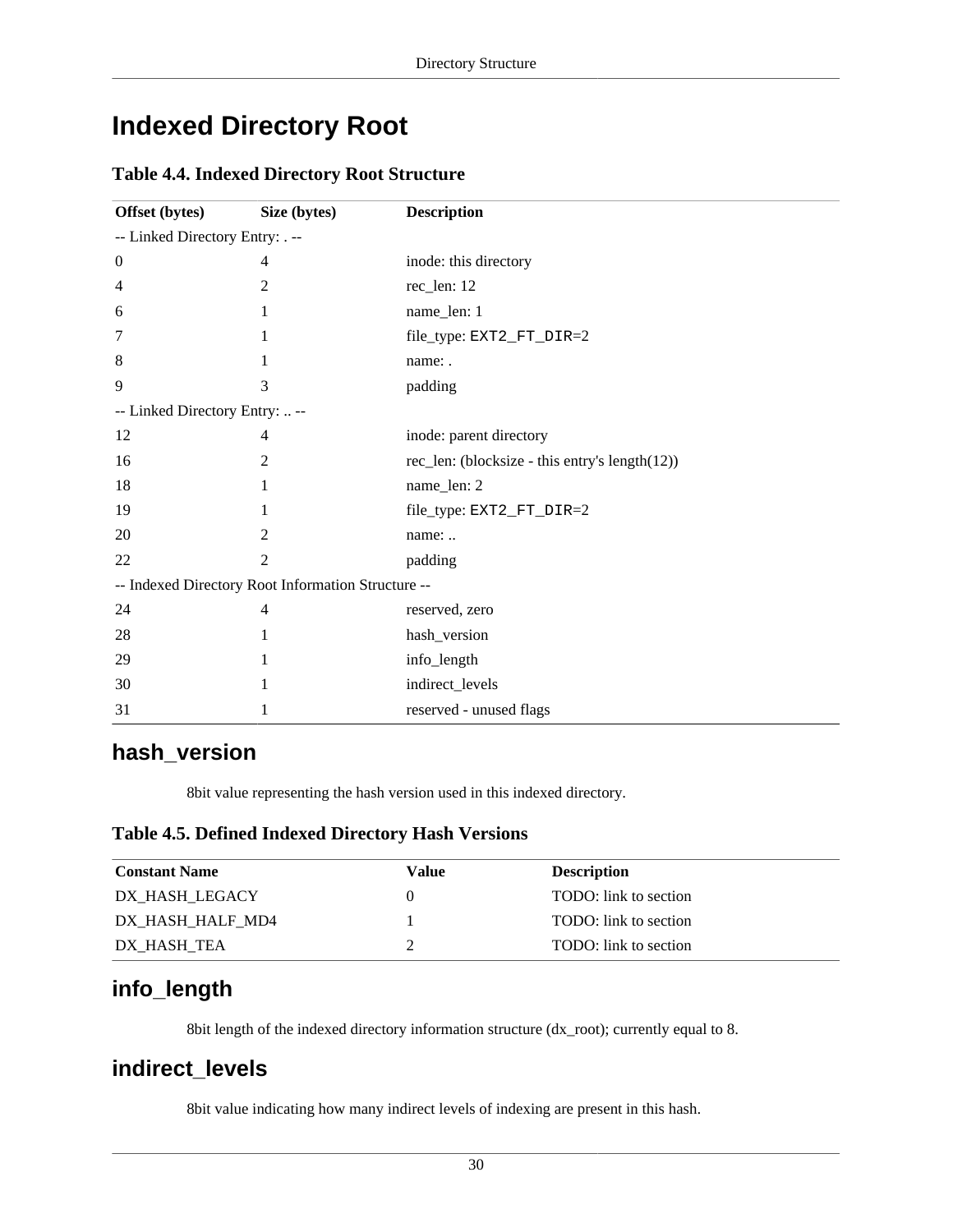# Indexed Directory Root

**Table 4.4. Indexed Directory Root Structure**

| Offset (bytes) | Size (bytes) | Description |
|---|---|---|
| -- Linked Directory Entry: . -- | | |
| 0 | 4 | inode: this directory |
| 4 | 2 | rec_len: 12 |
| 6 | 1 | name_len: 1 |
| 7 | 1 | file_type: `EXT2_FT_DIR`=2 |
| 8 | 1 | name: . |
| 9 | 3 | padding |
| -- Linked Directory Entry: .. -- | | |
| 12 | 4 | inode: parent directory |
| 16 | 2 | rec_len: (blocksize - this entry's length(12)) |
| 18 | 1 | name_len: 2 |
| 19 | 1 | file_type: `EXT2_FT_DIR`=2 |
| 20 | 2 | name: .. |
| 22 | 2 | padding |
| -- Indexed Directory Root Information Structure -- | | |
| 24 | 4 | reserved, zero |
| 28 | 1 | hash_version |
| 29 | 1 | info_length |
| 30 | 1 | indirect_levels |
| 31 | 1 | reserved - unused flags |

## hash_version

8bit value representing the hash version used in this indexed directory.

**Table 4.5. Defined Indexed Directory Hash Versions**

| Constant Name | Value | Description |
|---|---|---|
| DX_HASH_LEGACY | 0 | TODO: link to section |
| DX_HASH_HALF_MD4 | 1 | TODO: link to section |
| DX_HASH_TEA | 2 | TODO: link to section |

## info_length

8bit length of the indexed directory information structure (dx_root); currently equal to 8.

## indirect_levels

8bit value indicating how many indirect levels of indexing are present in this hash.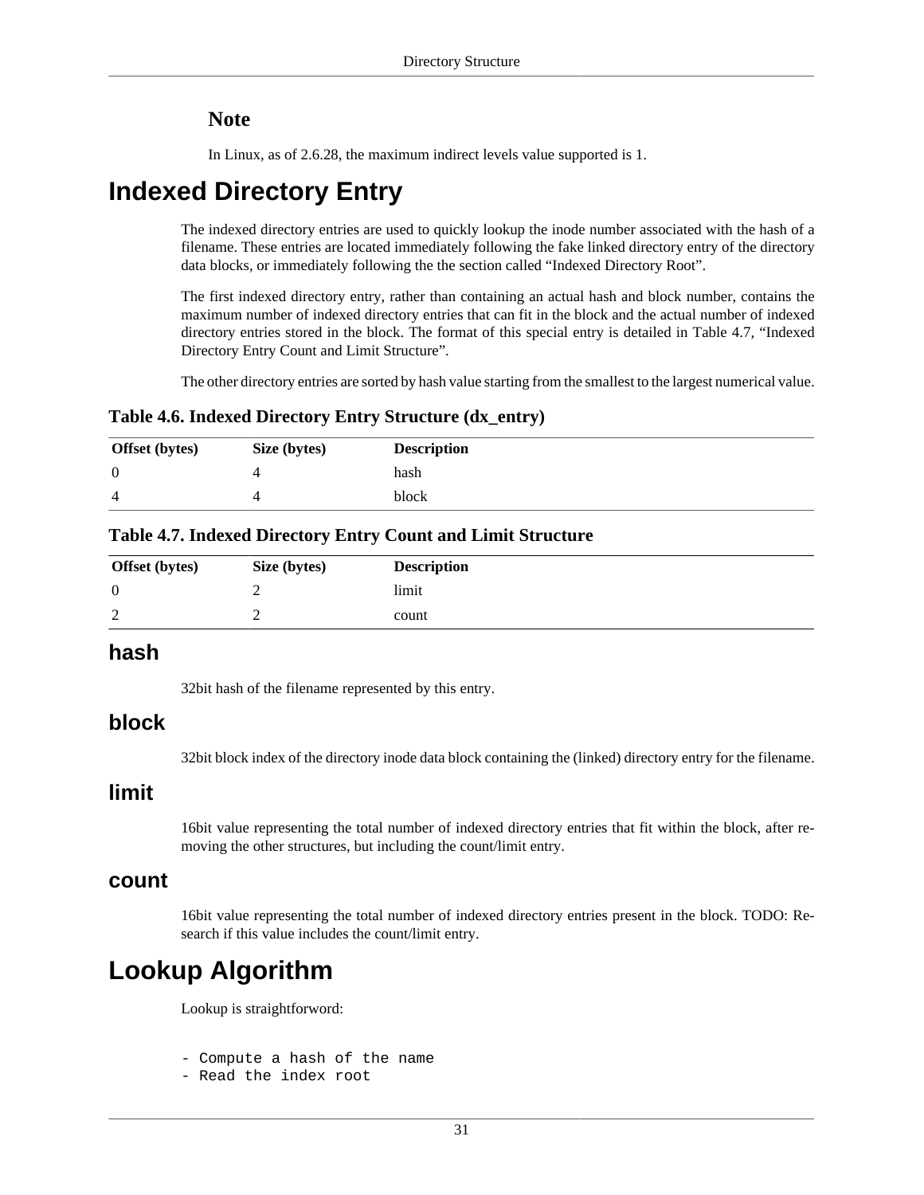### Note

In Linux, as of 2.6.28, the maximum indirect levels value supported is 1.

# Indexed Directory Entry

The indexed directory entries are used to quickly lookup the inode number associated with the hash of a filename. These entries are located immediately following the fake linked directory entry of the directory data blocks, or immediately following the the section called “Indexed Directory Root”.

The first indexed directory entry, rather than containing an actual hash and block number, contains the maximum number of indexed directory entries that can fit in the block and the actual number of indexed directory entries stored in the block. The format of this special entry is detailed in Table 4.7, “Indexed Directory Entry Count and Limit Structure”.

The other directory entries are sorted by hash value starting from the smallest to the largest numerical value.

**Table 4.6. Indexed Directory Entry Structure (dx_entry)**

| Offset (bytes) | Size (bytes) | Description |
|---|---|---|
| 0 | 4 | hash |
| 4 | 4 | block |

**Table 4.7. Indexed Directory Entry Count and Limit Structure**

| Offset (bytes) | Size (bytes) | Description |
|---|---|---|
| 0 | 2 | limit |
| 2 | 2 | count |

## hash

32bit hash of the filename represented by this entry.

## block

32bit block index of the directory inode data block containing the (linked) directory entry for the filename.

## limit

16bit value representing the total number of indexed directory entries that fit within the block, after removing the other structures, but including the count/limit entry.

## count

16bit value representing the total number of indexed directory entries present in the block. TODO: Research if this value includes the count/limit entry.

# Lookup Algorithm

Lookup is straightforword:

```
- Compute a hash of the name
- Read the index root
```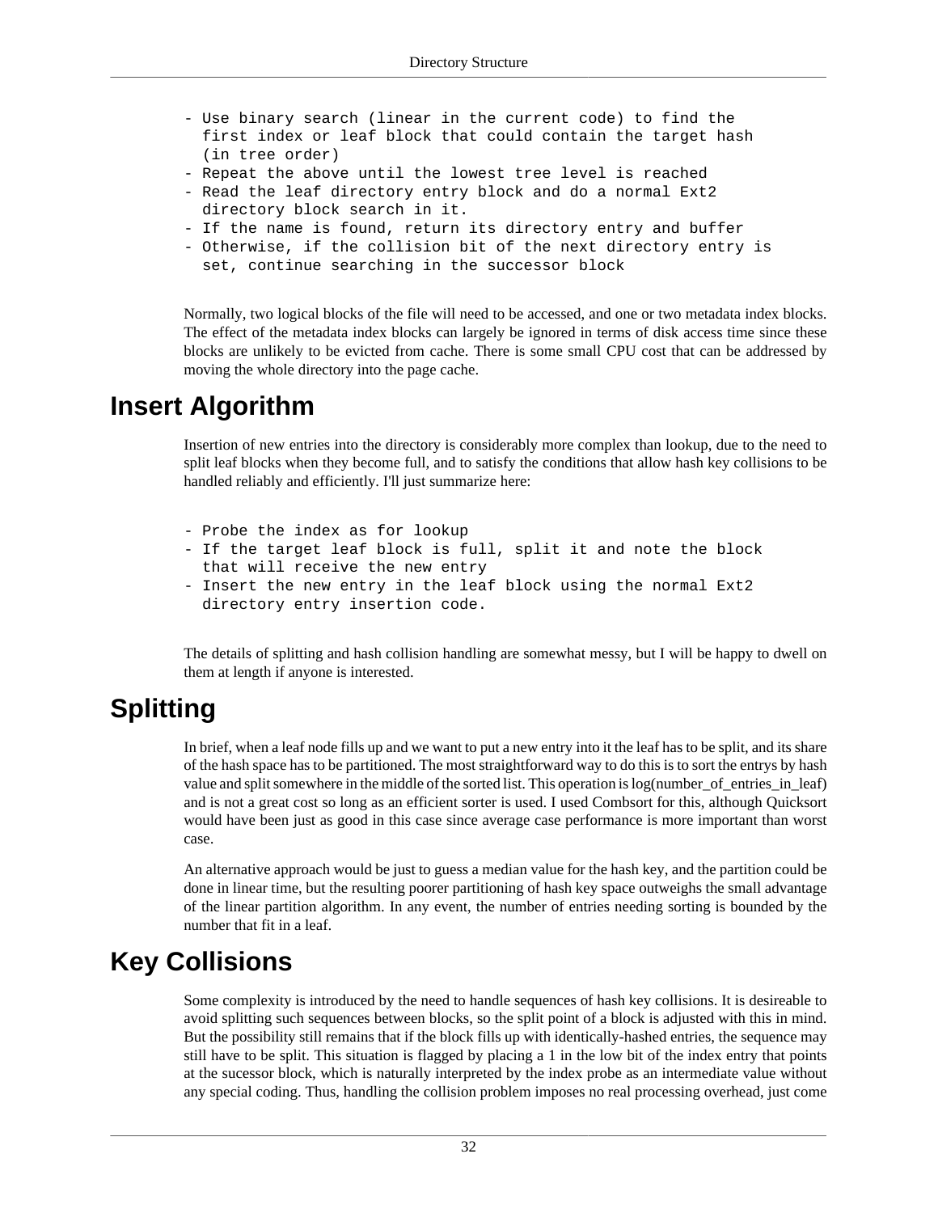```
- Use binary search (linear in the current code) to find the
  first index or leaf block that could contain the target hash
  (in tree order)
- Repeat the above until the lowest tree level is reached
- Read the leaf directory entry block and do a normal Ext2
  directory block search in it.
- If the name is found, return its directory entry and buffer
- Otherwise, if the collision bit of the next directory entry is
  set, continue searching in the successor block
```

Normally, two logical blocks of the file will need to be accessed, and one or two metadata index blocks. The effect of the metadata index blocks can largely be ignored in terms of disk access time since these blocks are unlikely to be evicted from cache. There is some small CPU cost that can be addressed by moving the whole directory into the page cache.

# Insert Algorithm

Insertion of new entries into the directory is considerably more complex than lookup, due to the need to split leaf blocks when they become full, and to satisfy the conditions that allow hash key collisions to be handled reliably and efficiently. I'll just summarize here:

```
- Probe the index as for lookup
- If the target leaf block is full, split it and note the block
  that will receive the new entry
- Insert the new entry in the leaf block using the normal Ext2
  directory entry insertion code.
```

The details of splitting and hash collision handling are somewhat messy, but I will be happy to dwell on them at length if anyone is interested.

# Splitting

In brief, when a leaf node fills up and we want to put a new entry into it the leaf has to be split, and its share of the hash space has to be partitioned. The most straightforward way to do this is to sort the entrys by hash value and split somewhere in the middle of the sorted list. This operation is log(number_of_entries_in_leaf) and is not a great cost so long as an efficient sorter is used. I used Combsort for this, although Quicksort would have been just as good in this case since average case performance is more important than worst case.

An alternative approach would be just to guess a median value for the hash key, and the partition could be done in linear time, but the resulting poorer partitioning of hash key space outweighs the small advantage of the linear partition algorithm. In any event, the number of entries needing sorting is bounded by the number that fit in a leaf.

# Key Collisions

Some complexity is introduced by the need to handle sequences of hash key collisions. It is desireable to avoid splitting such sequences between blocks, so the split point of a block is adjusted with this in mind. But the possibility still remains that if the block fills up with identically-hashed entries, the sequence may still have to be split. This situation is flagged by placing a 1 in the low bit of the index entry that points at the sucessor block, which is naturally interpreted by the index probe as an intermediate value without any special coding. Thus, handling the collision problem imposes no real processing overhead, just come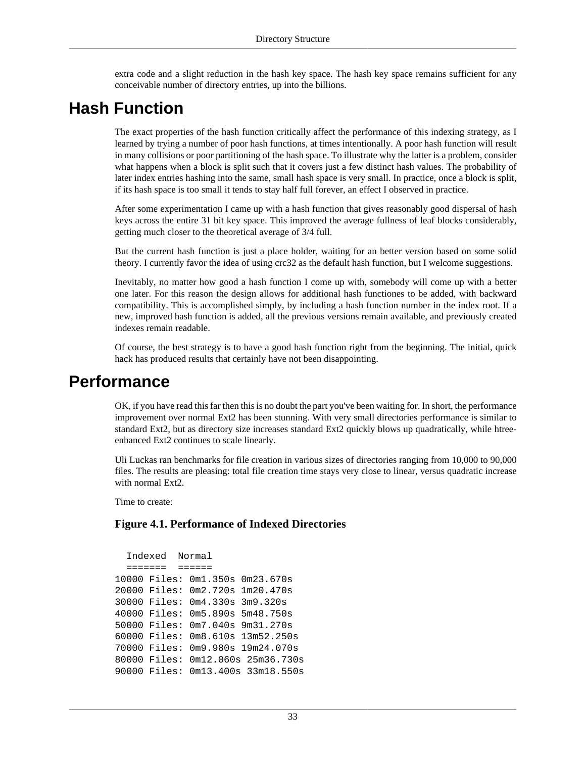extra code and a slight reduction in the hash key space. The hash key space remains sufficient for any conceivable number of directory entries, up into the billions.

# Hash Function

The exact properties of the hash function critically affect the performance of this indexing strategy, as I learned by trying a number of poor hash functions, at times intentionally. A poor hash function will result in many collisions or poor partitioning of the hash space. To illustrate why the latter is a problem, consider what happens when a block is split such that it covers just a few distinct hash values. The probability of later index entries hashing into the same, small hash space is very small. In practice, once a block is split, if its hash space is too small it tends to stay half full forever, an effect I observed in practice.

After some experimentation I came up with a hash function that gives reasonably good dispersal of hash keys across the entire 31 bit key space. This improved the average fullness of leaf blocks considerably, getting much closer to the theoretical average of 3/4 full.

But the current hash function is just a place holder, waiting for an better version based on some solid theory. I currently favor the idea of using crc32 as the default hash function, but I welcome suggestions.

Inevitably, no matter how good a hash function I come up with, somebody will come up with a better one later. For this reason the design allows for additional hash functiones to be added, with backward compatibility. This is accomplished simply, by including a hash function number in the index root. If a new, improved hash function is added, all the previous versions remain available, and previously created indexes remain readable.

Of course, the best strategy is to have a good hash function right from the beginning. The initial, quick hack has produced results that certainly have not been disappointing.

# Performance

OK, if you have read this far then this is no doubt the part you've been waiting for. In short, the performance improvement over normal Ext2 has been stunning. With very small directories performance is similar to standard Ext2, but as directory size increases standard Ext2 quickly blows up quadratically, while htree-enhanced Ext2 continues to scale linearly.

Uli Luckas ran benchmarks for file creation in various sizes of directories ranging from 10,000 to 90,000 files. The results are pleasing: total file creation time stays very close to linear, versus quadratic increase with normal Ext2.

Time to create:

**Figure 4.1. Performance of Indexed Directories**

```
  Indexed  Normal
  =======  ======
10000 Files: 0m1.350s 0m23.670s
20000 Files: 0m2.720s 1m20.470s
30000 Files: 0m4.330s 3m9.320s
40000 Files: 0m5.890s 5m48.750s
50000 Files: 0m7.040s 9m31.270s
60000 Files: 0m8.610s 13m52.250s
70000 Files: 0m9.980s 19m24.070s
80000 Files: 0m12.060s 25m36.730s
90000 Files: 0m13.400s 33m18.550s
```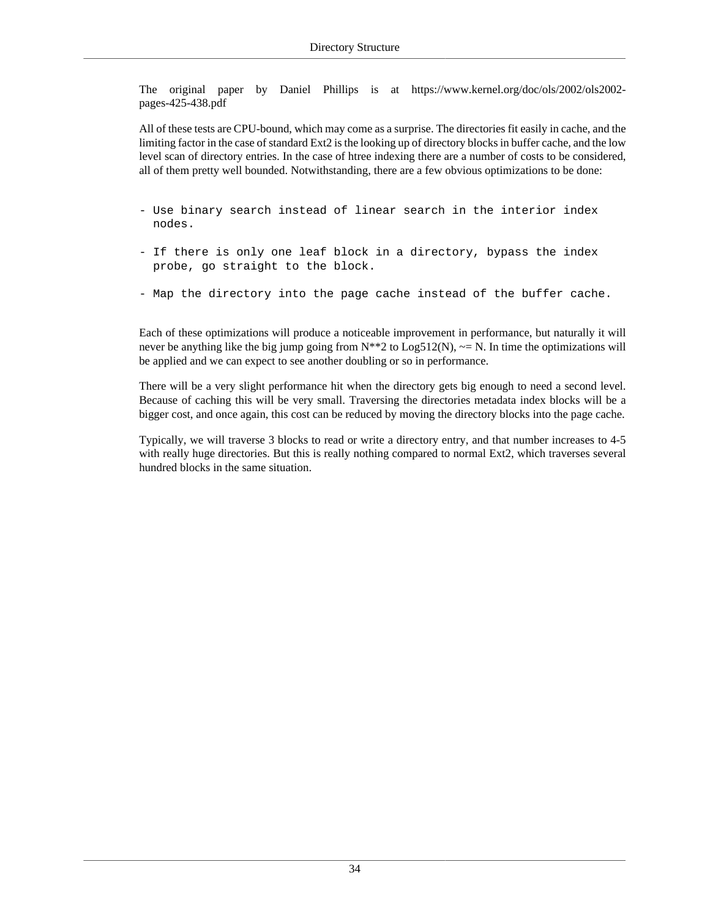The original paper by Daniel Phillips is at https://www.kernel.org/doc/ols/2002/ols2002-pages-425-438.pdf

All of these tests are CPU-bound, which may come as a surprise. The directories fit easily in cache, and the limiting factor in the case of standard Ext2 is the looking up of directory blocks in buffer cache, and the low level scan of directory entries. In the case of htree indexing there are a number of costs to be considered, all of them pretty well bounded. Notwithstanding, there are a few obvious optimizations to be done:

```
- Use binary search instead of linear search in the interior index
  nodes.

- If there is only one leaf block in a directory, bypass the index
  probe, go straight to the block.

- Map the directory into the page cache instead of the buffer cache.
```

Each of these optimizations will produce a noticeable improvement in performance, but naturally it will never be anything like the big jump going from N**2 to Log512(N), ~= N. In time the optimizations will be applied and we can expect to see another doubling or so in performance.

There will be a very slight performance hit when the directory gets big enough to need a second level. Because of caching this will be very small. Traversing the directories metadata index blocks will be a bigger cost, and once again, this cost can be reduced by moving the directory blocks into the page cache.

Typically, we will traverse 3 blocks to read or write a directory entry, and that number increases to 4-5 with really huge directories. But this is really nothing compared to normal Ext2, which traverses several hundred blocks in the same situation.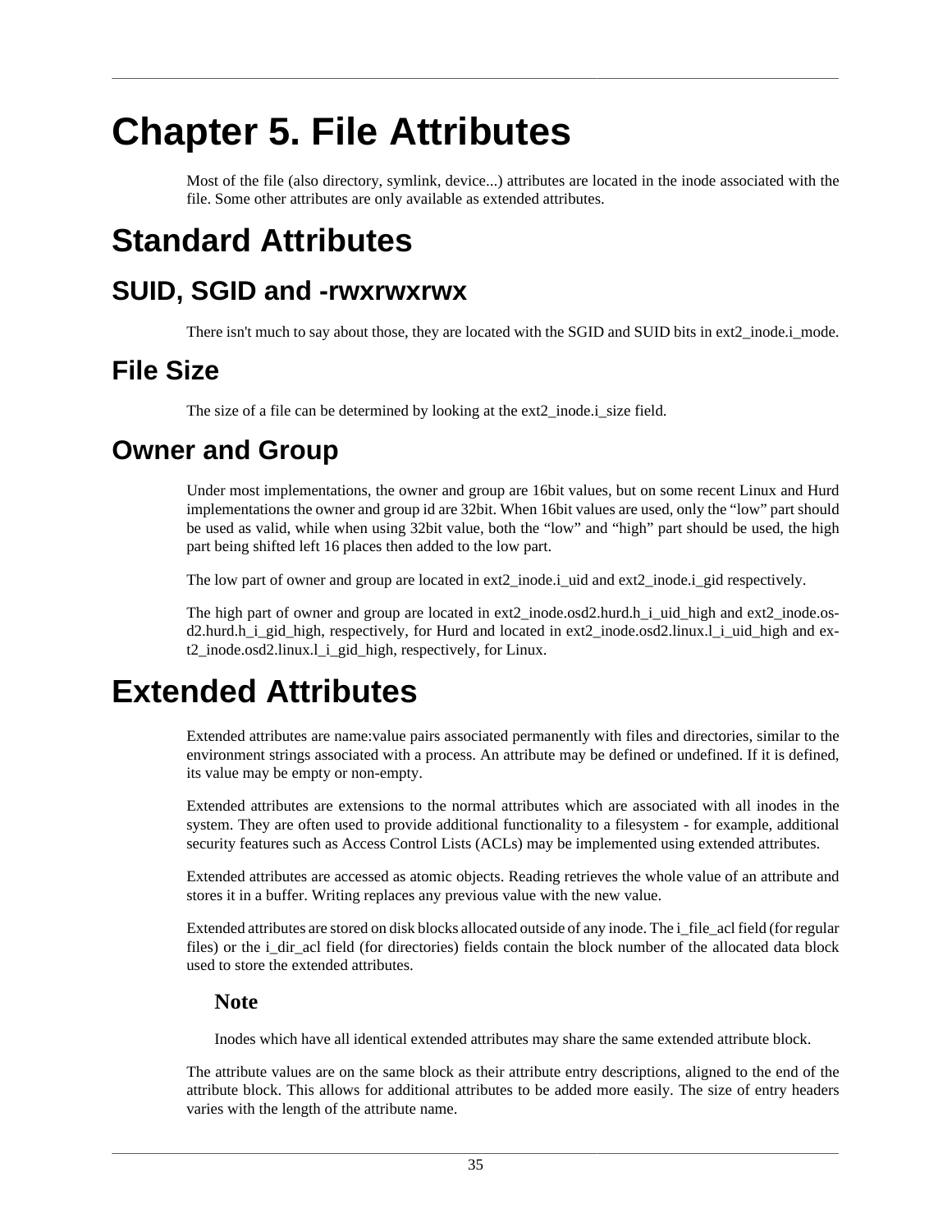# Chapter 5. File Attributes

Most of the file (also directory, symlink, device...) attributes are located in the inode associated with the file. Some other attributes are only available as extended attributes.

# Standard Attributes

## SUID, SGID and -rwxrwxrwx

There isn't much to say about those, they are located with the SGID and SUID bits in ext2_inode.i_mode.

## File Size

The size of a file can be determined by looking at the ext2_inode.i_size field.

## Owner and Group

Under most implementations, the owner and group are 16bit values, but on some recent Linux and Hurd implementations the owner and group id are 32bit. When 16bit values are used, only the "low" part should be used as valid, while when using 32bit value, both the "low" and "high" part should be used, the high part being shifted left 16 places then added to the low part.

The low part of owner and group are located in ext2_inode.i_uid and ext2_inode.i_gid respectively.

The high part of owner and group are located in ext2_inode.osd2.hurd.h_i_uid_high and ext2_inode.osd2.hurd.h_i_gid_high, respectively, for Hurd and located in ext2_inode.osd2.linux.l_i_uid_high and ext2_inode.osd2.linux.l_i_gid_high, respectively, for Linux.

# Extended Attributes

Extended attributes are name:value pairs associated permanently with files and directories, similar to the environment strings associated with a process. An attribute may be defined or undefined. If it is defined, its value may be empty or non-empty.

Extended attributes are extensions to the normal attributes which are associated with all inodes in the system. They are often used to provide additional functionality to a filesystem - for example, additional security features such as Access Control Lists (ACLs) may be implemented using extended attributes.

Extended attributes are accessed as atomic objects. Reading retrieves the whole value of an attribute and stores it in a buffer. Writing replaces any previous value with the new value.

Extended attributes are stored on disk blocks allocated outside of any inode. The i_file_acl field (for regular files) or the i_dir_acl field (for directories) fields contain the block number of the allocated data block used to store the extended attributes.

### Note

Inodes which have all identical extended attributes may share the same extended attribute block.

The attribute values are on the same block as their attribute entry descriptions, aligned to the end of the attribute block. This allows for additional attributes to be added more easily. The size of entry headers varies with the length of the attribute name.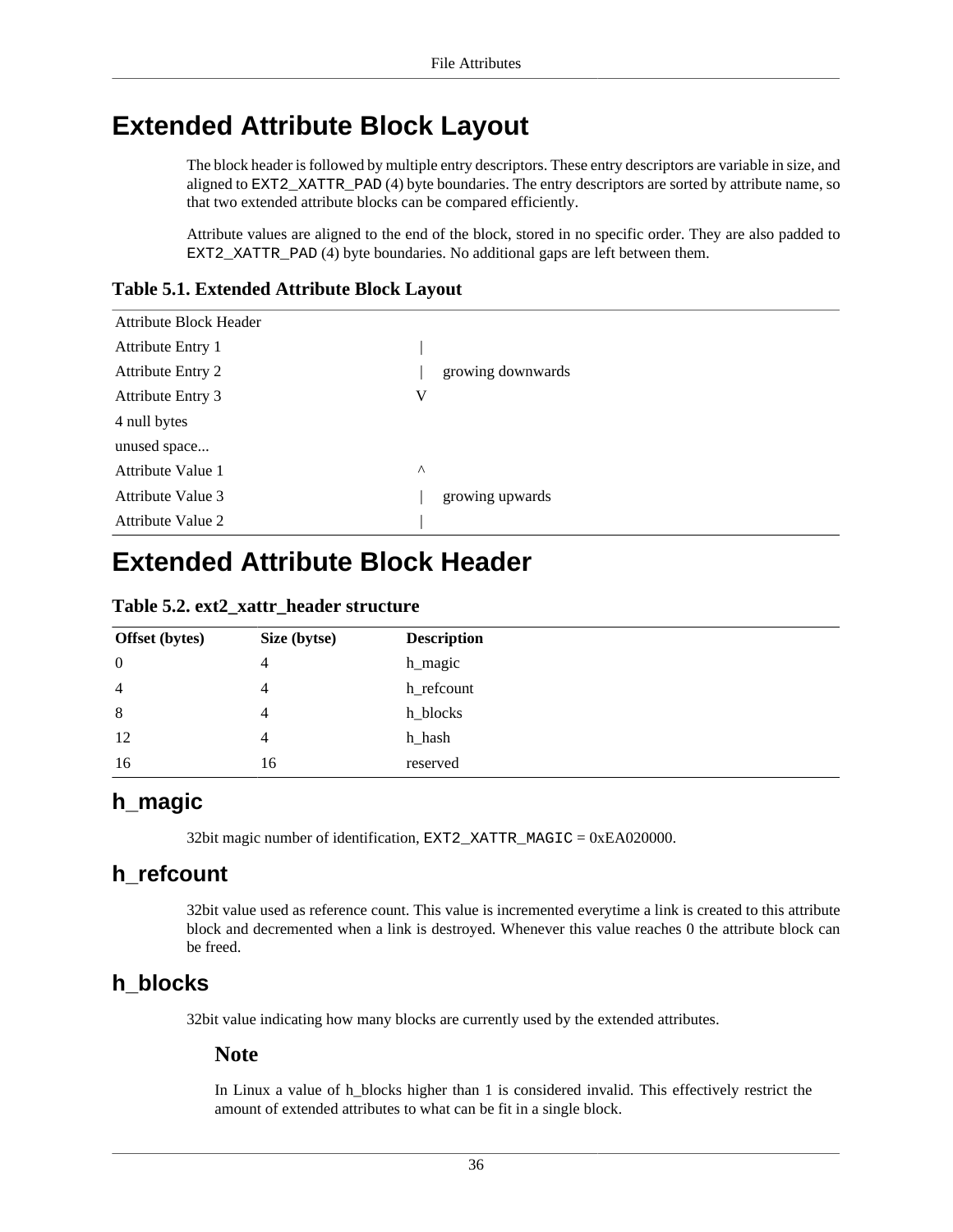# Extended Attribute Block Layout

The block header is followed by multiple entry descriptors. These entry descriptors are variable in size, and aligned to `EXT2_XATTR_PAD` (4) byte boundaries. The entry descriptors are sorted by attribute name, so that two extended attribute blocks can be compared efficiently.

Attribute values are aligned to the end of the block, stored in no specific order. They are also padded to `EXT2_XATTR_PAD` (4) byte boundaries. No additional gaps are left between them.

**Table 5.1. Extended Attribute Block Layout**

| | | |
|---|---|---|
| Attribute Block Header | | |
| Attribute Entry 1 | \| | |
| Attribute Entry 2 | \| | growing downwards |
| Attribute Entry 3 | V | |
| 4 null bytes | | |
| unused space... | | |
| Attribute Value 1 | ^ | |
| Attribute Value 3 | \| | growing upwards |
| Attribute Value 2 | \| | |

# Extended Attribute Block Header

**Table 5.2. ext2_xattr_header structure**

| Offset (bytes) | Size (bytse) | Description |
|---|---|---|
| 0 | 4 | h_magic |
| 4 | 4 | h_refcount |
| 8 | 4 | h_blocks |
| 12 | 4 | h_hash |
| 16 | 16 | reserved |

## h_magic

32bit magic number of identification, `EXT2_XATTR_MAGIC` = 0xEA020000.

## h_refcount

32bit value used as reference count. This value is incremented everytime a link is created to this attribute block and decremented when a link is destroyed. Whenever this value reaches 0 the attribute block can be freed.

## h_blocks

32bit value indicating how many blocks are currently used by the extended attributes.

### Note

In Linux a value of h_blocks higher than 1 is considered invalid. This effectively restrict the amount of extended attributes to what can be fit in a single block.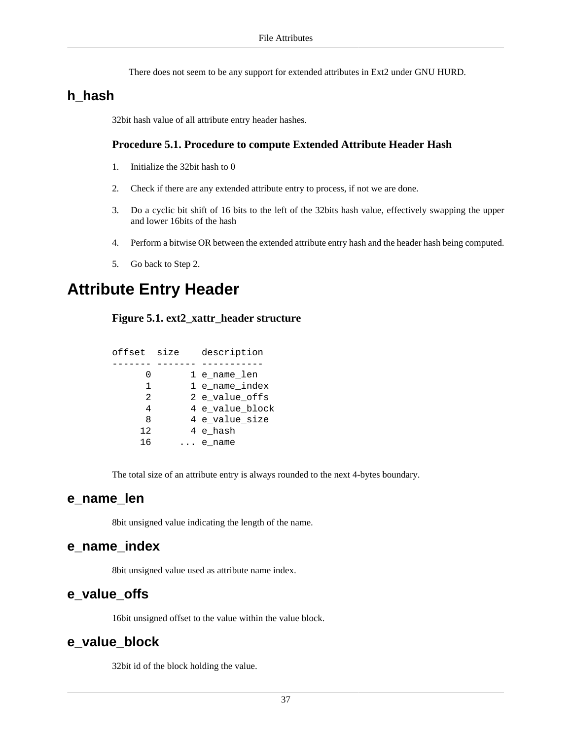There does not seem to be any support for extended attributes in Ext2 under GNU HURD.

## h_hash

32bit hash value of all attribute entry header hashes.

### Procedure 5.1. Procedure to compute Extended Attribute Header Hash

1. Initialize the 32bit hash to 0
2. Check if there are any extended attribute entry to process, if not we are done.
3. Do a cyclic bit shift of 16 bits to the left of the 32bits hash value, effectively swapping the upper and lower 16bits of the hash
4. Perform a bitwise OR between the extended attribute entry hash and the header hash being computed.
5. Go back to Step 2.

# Attribute Entry Header

### Figure 5.1. ext2_xattr_header structure

```
offset  size    description
------- ------- -----------
      0       1 e_name_len
      1       1 e_name_index
      2       2 e_value_offs
      4       4 e_value_block
      8       4 e_value_size
     12       4 e_hash
     16     ... e_name
```

The total size of an attribute entry is always rounded to the next 4-bytes boundary.

## e_name_len

8bit unsigned value indicating the length of the name.

## e_name_index

8bit unsigned value used as attribute name index.

## e_value_offs

16bit unsigned offset to the value within the value block.

## e_value_block

32bit id of the block holding the value.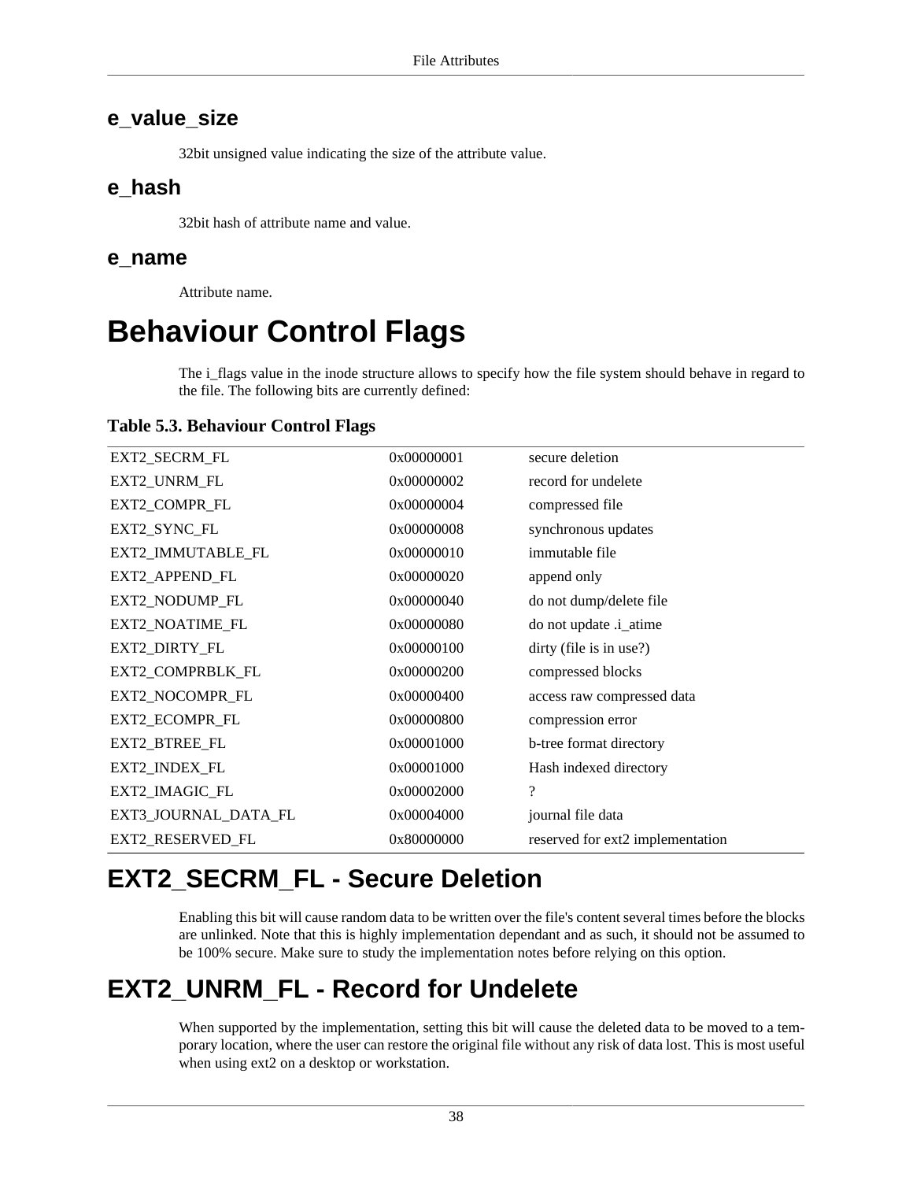### e_value_size

32bit unsigned value indicating the size of the attribute value.

### e_hash

32bit hash of attribute name and value.

### e_name

Attribute name.

# Behaviour Control Flags

The i_flags value in the inode structure allows to specify how the file system should behave in regard to the file. The following bits are currently defined:

**Table 5.3. Behaviour Control Flags**

| | | |
|---|---|---|
| EXT2_SECRM_FL | 0x00000001 | secure deletion |
| EXT2_UNRM_FL | 0x00000002 | record for undelete |
| EXT2_COMPR_FL | 0x00000004 | compressed file |
| EXT2_SYNC_FL | 0x00000008 | synchronous updates |
| EXT2_IMMUTABLE_FL | 0x00000010 | immutable file |
| EXT2_APPEND_FL | 0x00000020 | append only |
| EXT2_NODUMP_FL | 0x00000040 | do not dump/delete file |
| EXT2_NOATIME_FL | 0x00000080 | do not update .i_atime |
| EXT2_DIRTY_FL | 0x00000100 | dirty (file is in use?) |
| EXT2_COMPRBLK_FL | 0x00000200 | compressed blocks |
| EXT2_NOCOMPR_FL | 0x00000400 | access raw compressed data |
| EXT2_ECOMPR_FL | 0x00000800 | compression error |
| EXT2_BTREE_FL | 0x00001000 | b-tree format directory |
| EXT2_INDEX_FL | 0x00001000 | Hash indexed directory |
| EXT2_IMAGIC_FL | 0x00002000 | ? |
| EXT3_JOURNAL_DATA_FL | 0x00004000 | journal file data |
| EXT2_RESERVED_FL | 0x80000000 | reserved for ext2 implementation |

## EXT2_SECRM_FL - Secure Deletion

Enabling this bit will cause random data to be written over the file's content several times before the blocks are unlinked. Note that this is highly implementation dependant and as such, it should not be assumed to be 100% secure. Make sure to study the implementation notes before relying on this option.

## EXT2_UNRM_FL - Record for Undelete

When supported by the implementation, setting this bit will cause the deleted data to be moved to a temporary location, where the user can restore the original file without any risk of data lost. This is most useful when using ext2 on a desktop or workstation.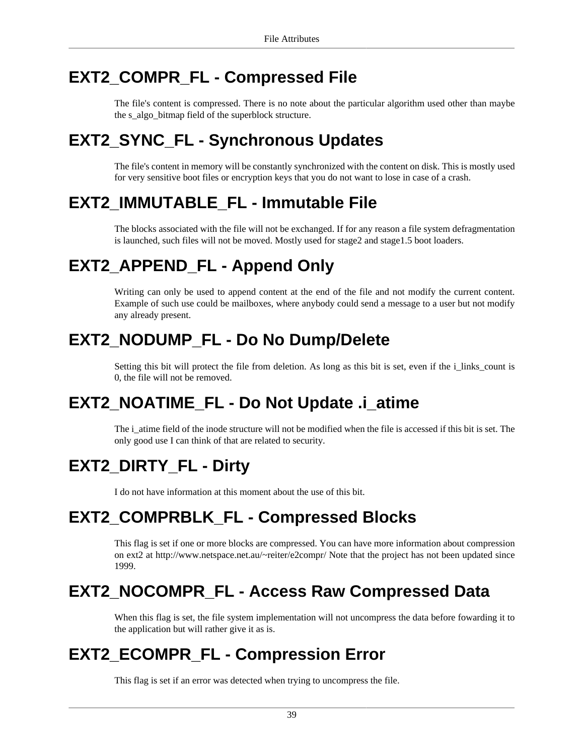## EXT2_COMPR_FL - Compressed File

The file's content is compressed. There is no note about the particular algorithm used other than maybe the s_algo_bitmap field of the superblock structure.

## EXT2_SYNC_FL - Synchronous Updates

The file's content in memory will be constantly synchronized with the content on disk. This is mostly used for very sensitive boot files or encryption keys that you do not want to lose in case of a crash.

## EXT2_IMMUTABLE_FL - Immutable File

The blocks associated with the file will not be exchanged. If for any reason a file system defragmentation is launched, such files will not be moved. Mostly used for stage2 and stage1.5 boot loaders.

## EXT2_APPEND_FL - Append Only

Writing can only be used to append content at the end of the file and not modify the current content. Example of such use could be mailboxes, where anybody could send a message to a user but not modify any already present.

## EXT2_NODUMP_FL - Do No Dump/Delete

Setting this bit will protect the file from deletion. As long as this bit is set, even if the i_links_count is 0, the file will not be removed.

## EXT2_NOATIME_FL - Do Not Update .i_atime

The i_atime field of the inode structure will not be modified when the file is accessed if this bit is set. The only good use I can think of that are related to security.

## EXT2_DIRTY_FL - Dirty

I do not have information at this moment about the use of this bit.

## EXT2_COMPRBLK_FL - Compressed Blocks

This flag is set if one or more blocks are compressed. You can have more information about compression on ext2 at http://www.netspace.net.au/~reiter/e2compr/ Note that the project has not been updated since 1999.

## EXT2_NOCOMPR_FL - Access Raw Compressed Data

When this flag is set, the file system implementation will not uncompress the data before fowarding it to the application but will rather give it as is.

## EXT2_ECOMPR_FL - Compression Error

This flag is set if an error was detected when trying to uncompress the file.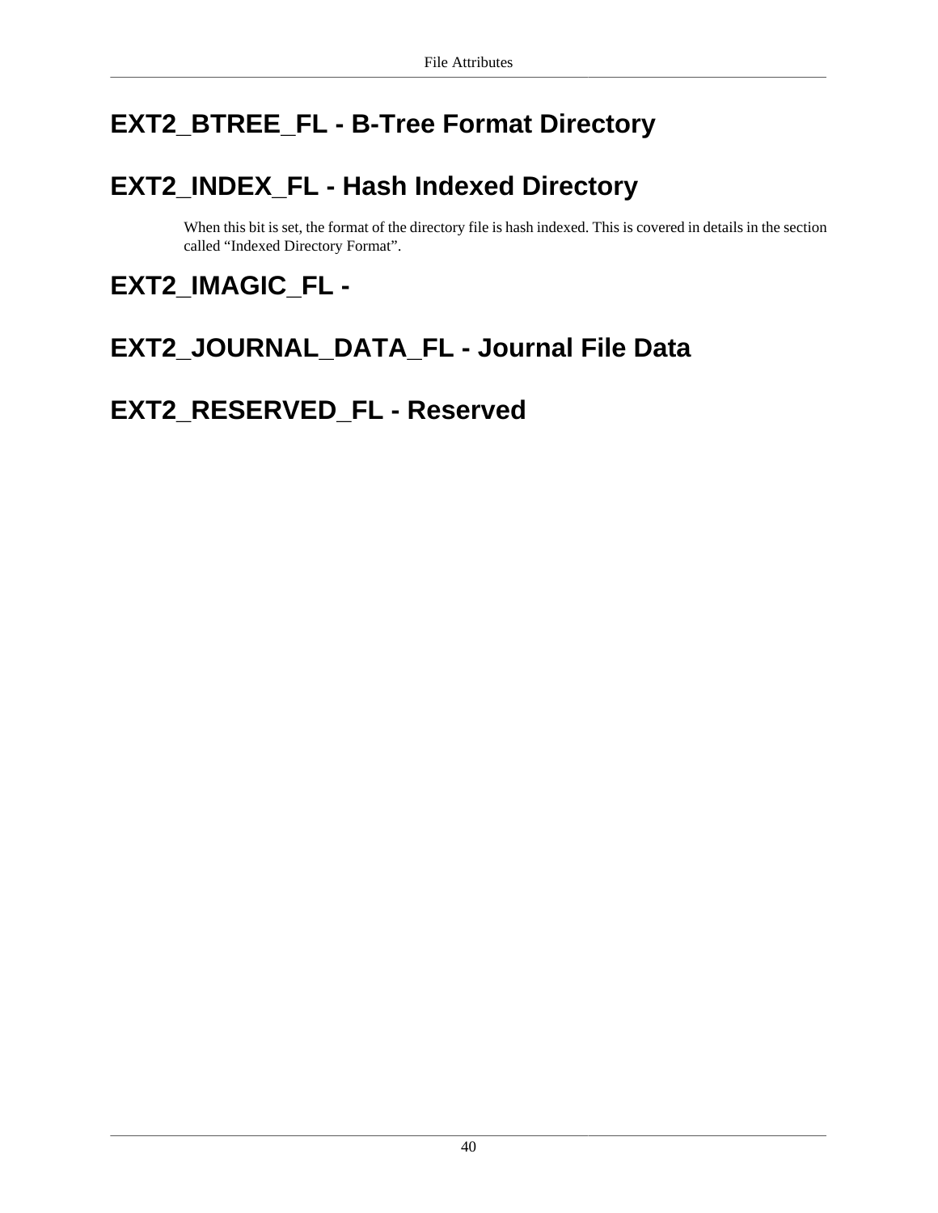## EXT2_BTREE_FL - B-Tree Format Directory

## EXT2_INDEX_FL - Hash Indexed Directory

When this bit is set, the format of the directory file is hash indexed. This is covered in details in the section called “Indexed Directory Format”.

## EXT2_IMAGIC_FL -

## EXT2_JOURNAL_DATA_FL - Journal File Data

## EXT2_RESERVED_FL - Reserved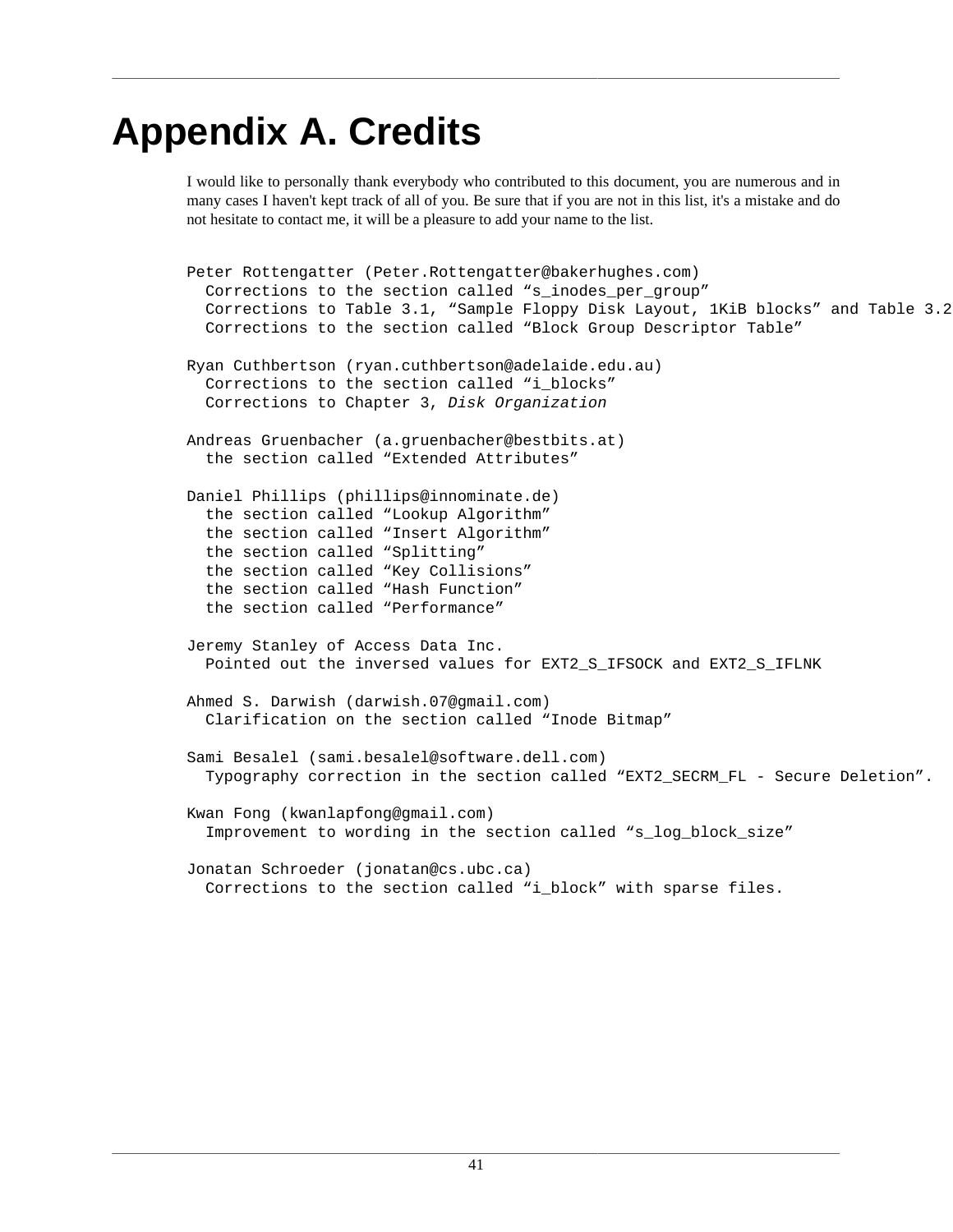# Appendix A. Credits

I would like to personally thank everybody who contributed to this document, you are numerous and in many cases I haven't kept track of all of you. Be sure that if you are not in this list, it's a mistake and do not hesitate to contact me, it will be a pleasure to add your name to the list.

```
Peter Rottengatter (Peter.Rottengatter@bakerhughes.com)
  Corrections to the section called “s_inodes_per_group”
  Corrections to Table 3.1, “Sample Floppy Disk Layout, 1KiB blocks” and Table 3.2
  Corrections to the section called “Block Group Descriptor Table”

Ryan Cuthbertson (ryan.cuthbertson@adelaide.edu.au)
  Corrections to the section called “i_blocks”
  Corrections to Chapter 3, Disk Organization

Andreas Gruenbacher (a.gruenbacher@bestbits.at)
  the section called “Extended Attributes”

Daniel Phillips (phillips@innominate.de)
  the section called “Lookup Algorithm”
  the section called “Insert Algorithm”
  the section called “Splitting”
  the section called “Key Collisions”
  the section called “Hash Function”
  the section called “Performance”

Jeremy Stanley of Access Data Inc.
  Pointed out the inversed values for EXT2_S_IFSOCK and EXT2_S_IFLNK

Ahmed S. Darwish (darwish.07@gmail.com)
  Clarification on the section called “Inode Bitmap”

Sami Besalel (sami.besalel@software.dell.com)
  Typography correction in the section called “EXT2_SECRM_FL - Secure Deletion”.

Kwan Fong (kwanlapfong@gmail.com)
  Improvement to wording in the section called “s_log_block_size”

Jonatan Schroeder (jonatan@cs.ubc.ca)
  Corrections to the section called “i_block” with sparse files.
```